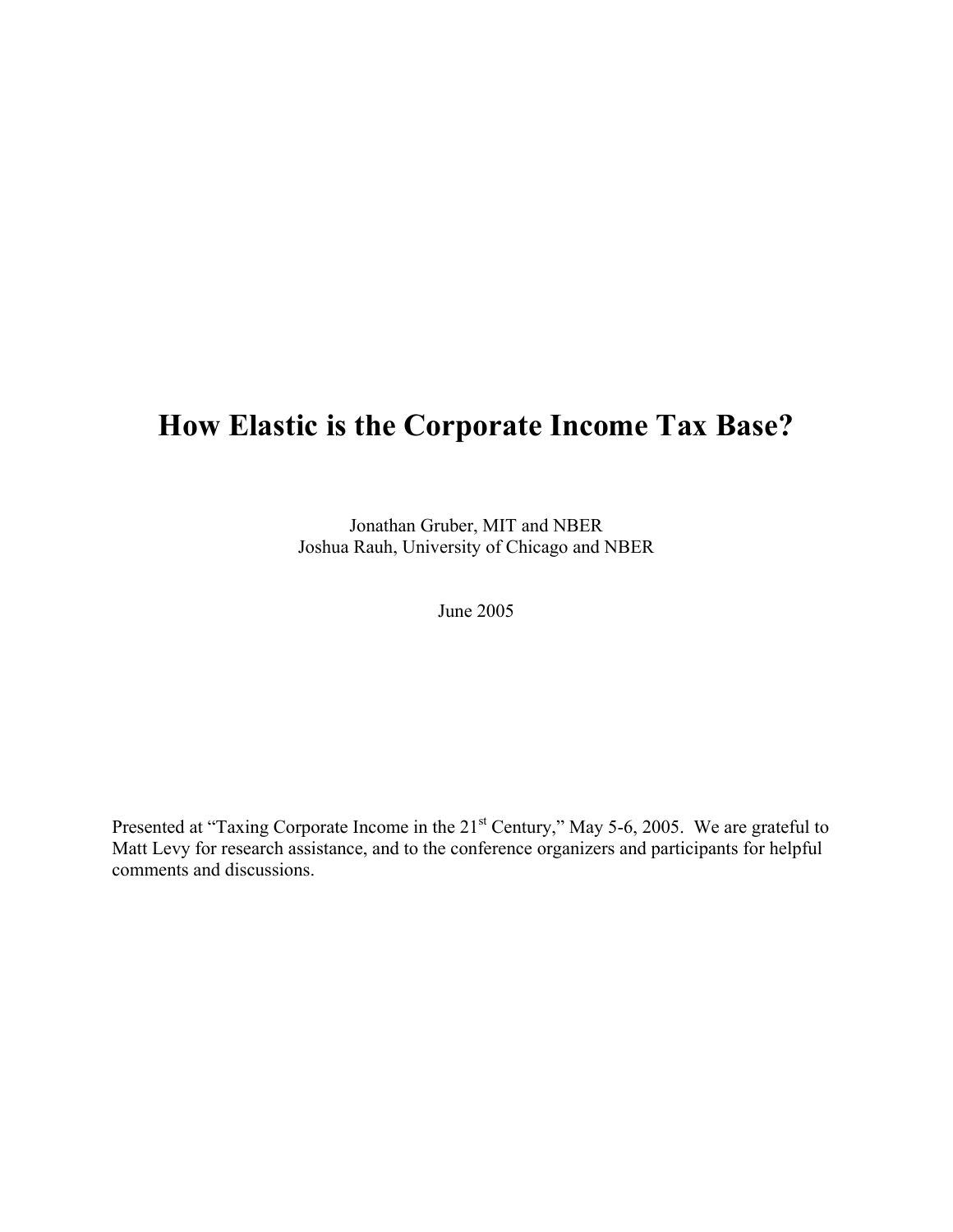# How Elastic is the Corporate Income Tax Base?

Jonathan Gruber, MIT and NBER
Joshua Rauh, University of Chicago and NBER

June 2005

Presented at "Taxing Corporate Income in the 21st Century," May 5-6, 2005. We are grateful to Matt Levy for research assistance, and to the conference organizers and participants for helpful comments and discussions.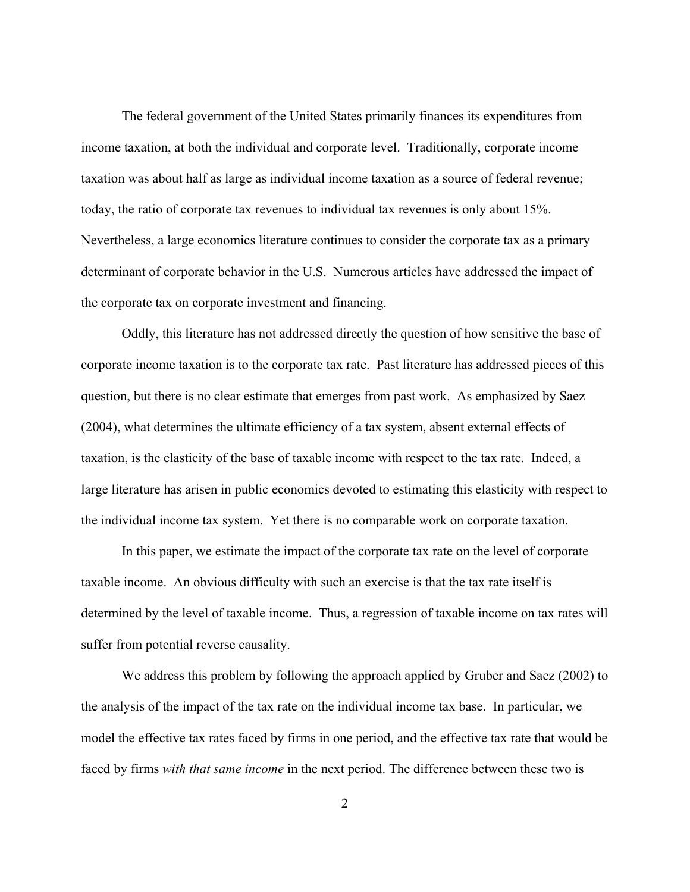The federal government of the United States primarily finances its expenditures from income taxation, at both the individual and corporate level. Traditionally, corporate income taxation was about half as large as individual income taxation as a source of federal revenue; today, the ratio of corporate tax revenues to individual tax revenues is only about 15%. Nevertheless, a large economics literature continues to consider the corporate tax as a primary determinant of corporate behavior in the U.S. Numerous articles have addressed the impact of the corporate tax on corporate investment and financing.

Oddly, this literature has not addressed directly the question of how sensitive the base of corporate income taxation is to the corporate tax rate. Past literature has addressed pieces of this question, but there is no clear estimate that emerges from past work. As emphasized by Saez (2004), what determines the ultimate efficiency of a tax system, absent external effects of taxation, is the elasticity of the base of taxable income with respect to the tax rate. Indeed, a large literature has arisen in public economics devoted to estimating this elasticity with respect to the individual income tax system. Yet there is no comparable work on corporate taxation.

In this paper, we estimate the impact of the corporate tax rate on the level of corporate taxable income. An obvious difficulty with such an exercise is that the tax rate itself is determined by the level of taxable income. Thus, a regression of taxable income on tax rates will suffer from potential reverse causality.

We address this problem by following the approach applied by Gruber and Saez (2002) to the analysis of the impact of the tax rate on the individual income tax base. In particular, we model the effective tax rates faced by firms in one period, and the effective tax rate that would be faced by firms *with that same income* in the next period. The difference between these two is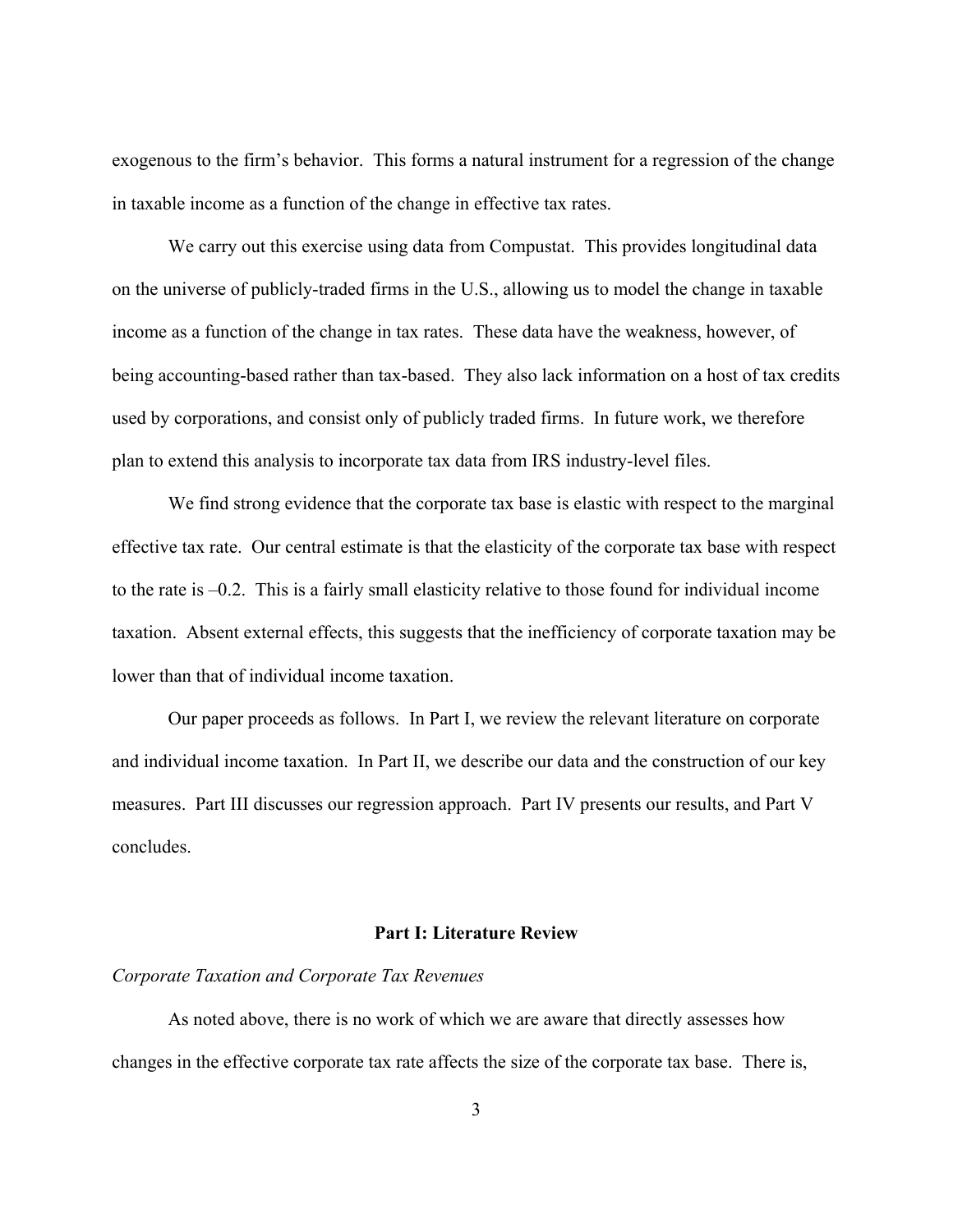exogenous to the firm's behavior. This forms a natural instrument for a regression of the change in taxable income as a function of the change in effective tax rates.

We carry out this exercise using data from Compustat. This provides longitudinal data on the universe of publicly-traded firms in the U.S., allowing us to model the change in taxable income as a function of the change in tax rates. These data have the weakness, however, of being accounting-based rather than tax-based. They also lack information on a host of tax credits used by corporations, and consist only of publicly traded firms. In future work, we therefore plan to extend this analysis to incorporate tax data from IRS industry-level files.

We find strong evidence that the corporate tax base is elastic with respect to the marginal effective tax rate. Our central estimate is that the elasticity of the corporate tax base with respect to the rate is –0.2. This is a fairly small elasticity relative to those found for individual income taxation. Absent external effects, this suggests that the inefficiency of corporate taxation may be lower than that of individual income taxation.

Our paper proceeds as follows. In Part I, we review the relevant literature on corporate and individual income taxation. In Part II, we describe our data and the construction of our key measures. Part III discusses our regression approach. Part IV presents our results, and Part V concludes.

## Part I: Literature Review

*Corporate Taxation and Corporate Tax Revenues*

As noted above, there is no work of which we are aware that directly assesses how changes in the effective corporate tax rate affects the size of the corporate tax base. There is,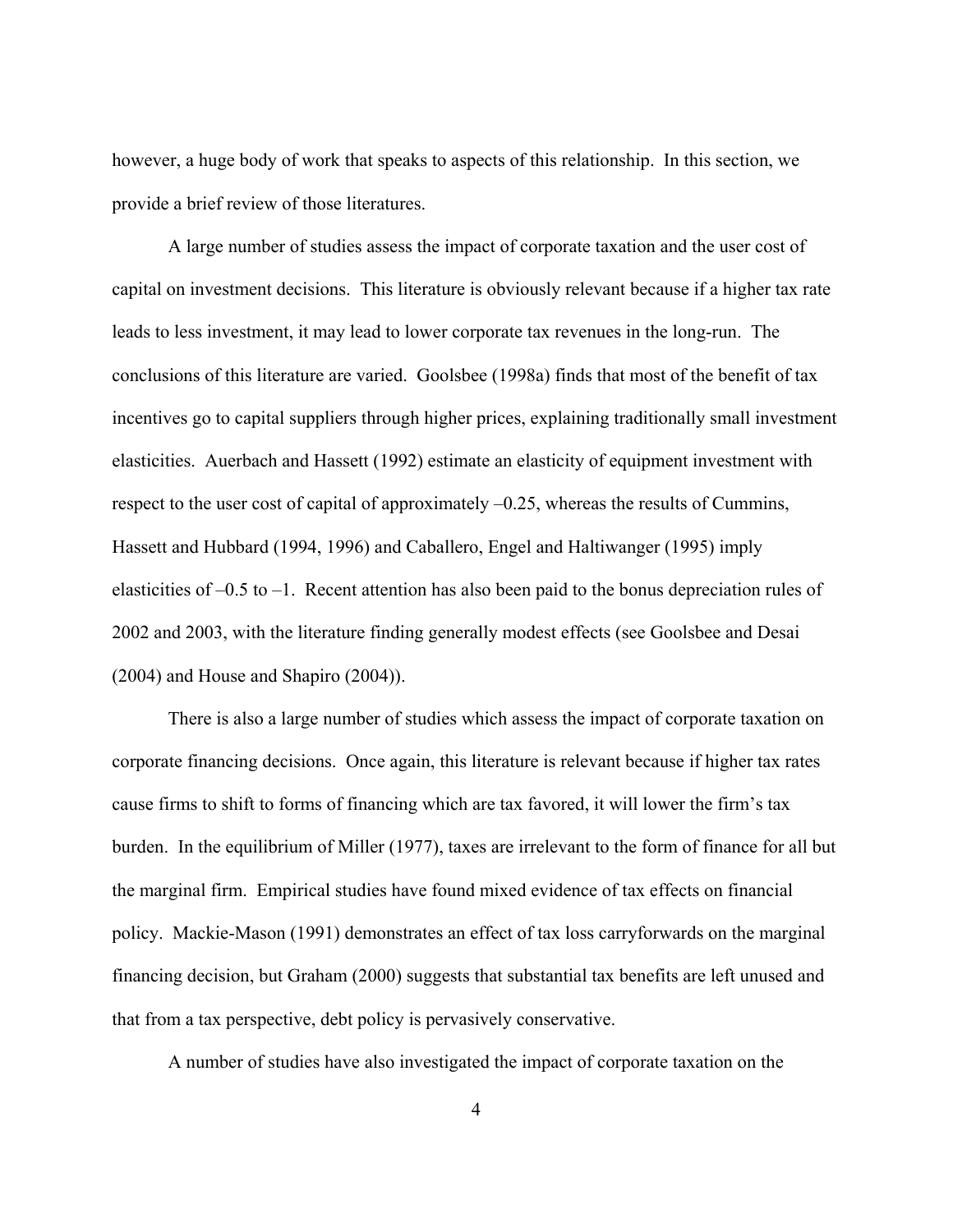however, a huge body of work that speaks to aspects of this relationship. In this section, we provide a brief review of those literatures.

A large number of studies assess the impact of corporate taxation and the user cost of capital on investment decisions. This literature is obviously relevant because if a higher tax rate leads to less investment, it may lead to lower corporate tax revenues in the long-run. The conclusions of this literature are varied. Goolsbee (1998a) finds that most of the benefit of tax incentives go to capital suppliers through higher prices, explaining traditionally small investment elasticities. Auerbach and Hassett (1992) estimate an elasticity of equipment investment with respect to the user cost of capital of approximately –0.25, whereas the results of Cummins, Hassett and Hubbard (1994, 1996) and Caballero, Engel and Haltiwanger (1995) imply elasticities of –0.5 to –1. Recent attention has also been paid to the bonus depreciation rules of 2002 and 2003, with the literature finding generally modest effects (see Goolsbee and Desai (2004) and House and Shapiro (2004)).

There is also a large number of studies which assess the impact of corporate taxation on corporate financing decisions. Once again, this literature is relevant because if higher tax rates cause firms to shift to forms of financing which are tax favored, it will lower the firm's tax burden. In the equilibrium of Miller (1977), taxes are irrelevant to the form of finance for all but the marginal firm. Empirical studies have found mixed evidence of tax effects on financial policy. Mackie-Mason (1991) demonstrates an effect of tax loss carryforwards on the marginal financing decision, but Graham (2000) suggests that substantial tax benefits are left unused and that from a tax perspective, debt policy is pervasively conservative.

A number of studies have also investigated the impact of corporate taxation on the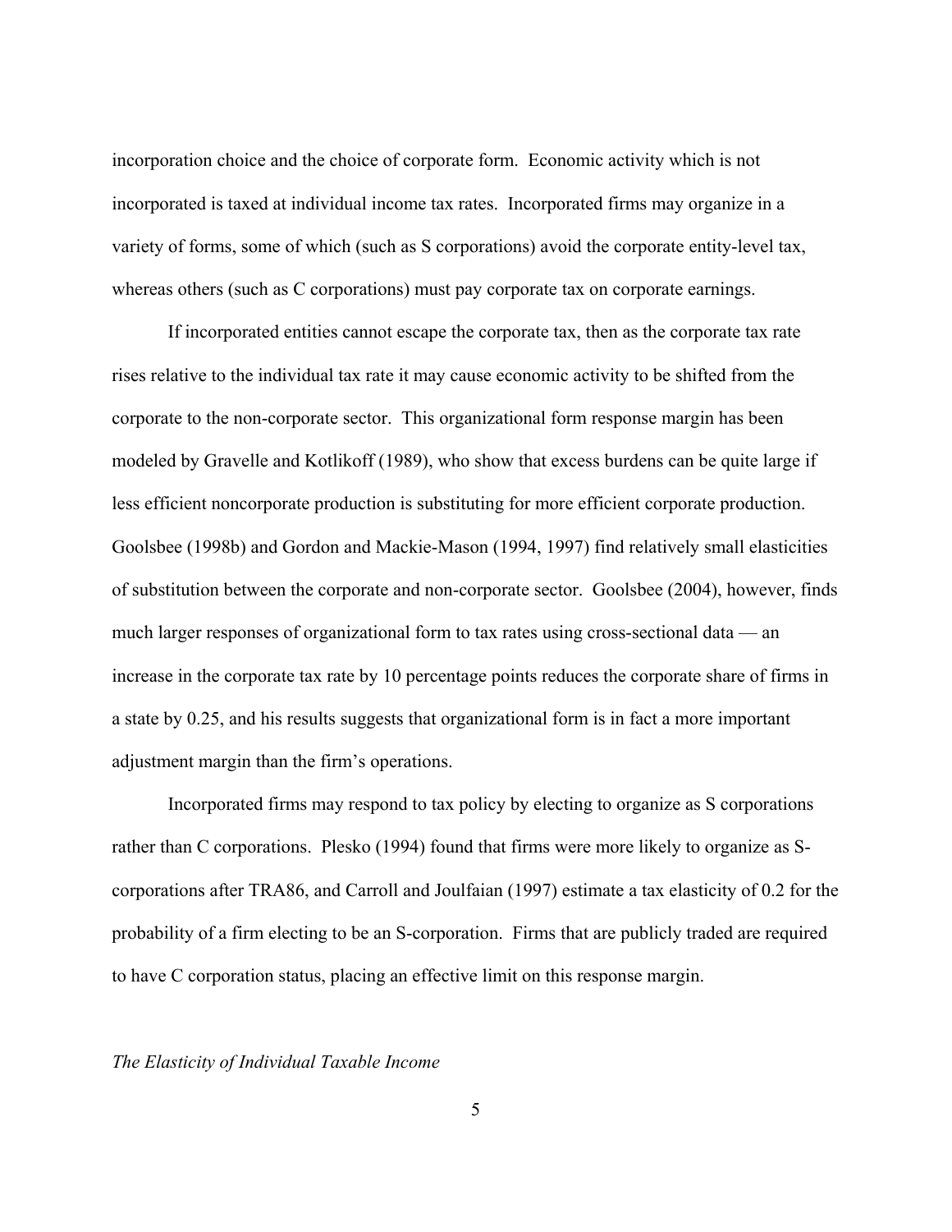incorporation choice and the choice of corporate form. Economic activity which is not incorporated is taxed at individual income tax rates. Incorporated firms may organize in a variety of forms, some of which (such as S corporations) avoid the corporate entity-level tax, whereas others (such as C corporations) must pay corporate tax on corporate earnings.

If incorporated entities cannot escape the corporate tax, then as the corporate tax rate rises relative to the individual tax rate it may cause economic activity to be shifted from the corporate to the non-corporate sector. This organizational form response margin has been modeled by Gravelle and Kotlikoff (1989), who show that excess burdens can be quite large if less efficient noncorporate production is substituting for more efficient corporate production. Goolsbee (1998b) and Gordon and Mackie-Mason (1994, 1997) find relatively small elasticities of substitution between the corporate and non-corporate sector. Goolsbee (2004), however, finds much larger responses of organizational form to tax rates using cross-sectional data — an increase in the corporate tax rate by 10 percentage points reduces the corporate share of firms in a state by 0.25, and his results suggests that organizational form is in fact a more important adjustment margin than the firm's operations.

Incorporated firms may respond to tax policy by electing to organize as S corporations rather than C corporations. Plesko (1994) found that firms were more likely to organize as S-corporations after TRA86, and Carroll and Joulfaian (1997) estimate a tax elasticity of 0.2 for the probability of a firm electing to be an S-corporation. Firms that are publicly traded are required to have C corporation status, placing an effective limit on this response margin.

### *The Elasticity of Individual Taxable Income*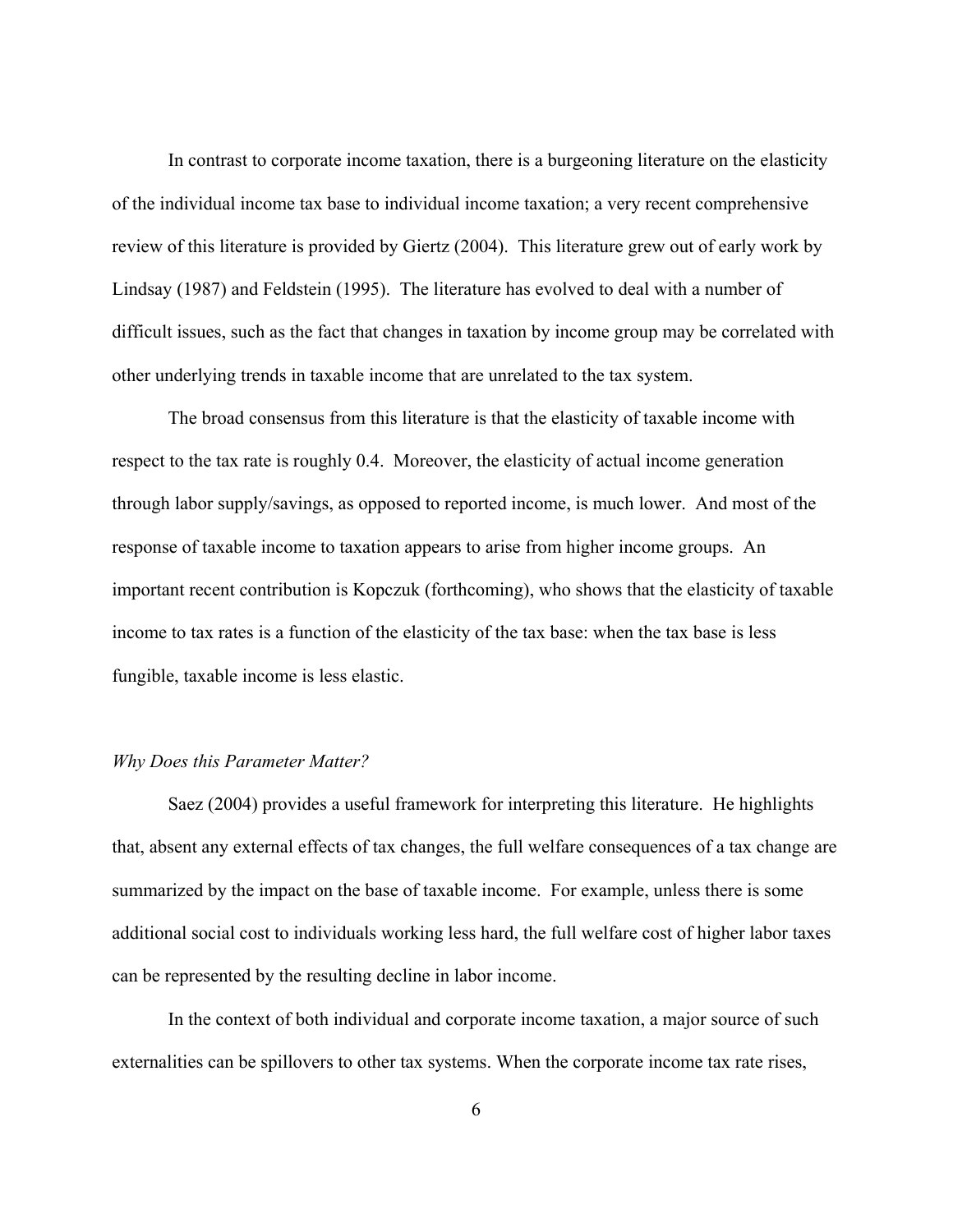In contrast to corporate income taxation, there is a burgeoning literature on the elasticity of the individual income tax base to individual income taxation; a very recent comprehensive review of this literature is provided by Giertz (2004). This literature grew out of early work by Lindsay (1987) and Feldstein (1995). The literature has evolved to deal with a number of difficult issues, such as the fact that changes in taxation by income group may be correlated with other underlying trends in taxable income that are unrelated to the tax system.

The broad consensus from this literature is that the elasticity of taxable income with respect to the tax rate is roughly 0.4. Moreover, the elasticity of actual income generation through labor supply/savings, as opposed to reported income, is much lower. And most of the response of taxable income to taxation appears to arise from higher income groups. An important recent contribution is Kopczuk (forthcoming), who shows that the elasticity of taxable income to tax rates is a function of the elasticity of the tax base: when the tax base is less fungible, taxable income is less elastic.

*Why Does this Parameter Matter?*

Saez (2004) provides a useful framework for interpreting this literature. He highlights that, absent any external effects of tax changes, the full welfare consequences of a tax change are summarized by the impact on the base of taxable income. For example, unless there is some additional social cost to individuals working less hard, the full welfare cost of higher labor taxes can be represented by the resulting decline in labor income.

In the context of both individual and corporate income taxation, a major source of such externalities can be spillovers to other tax systems. When the corporate income tax rate rises,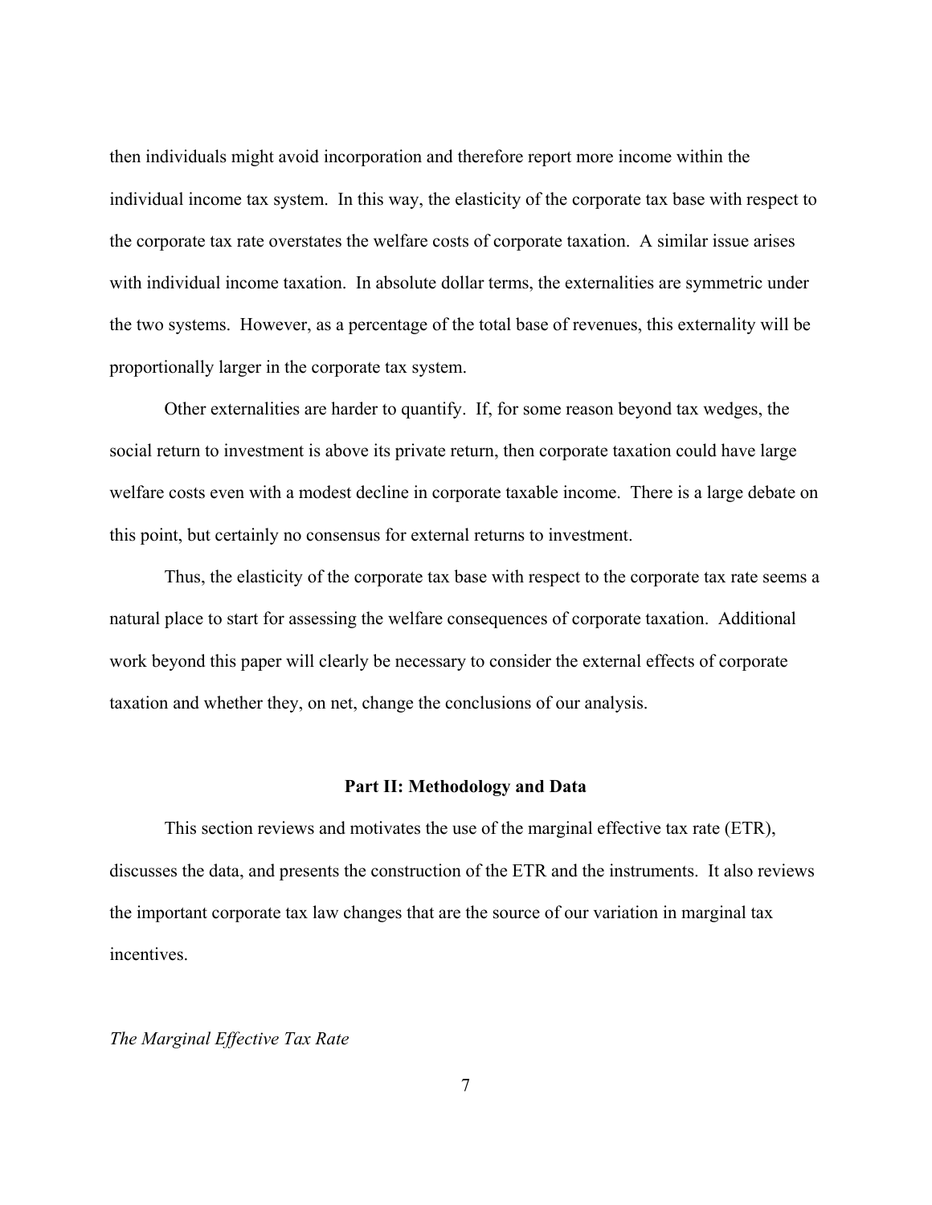then individuals might avoid incorporation and therefore report more income within the individual income tax system. In this way, the elasticity of the corporate tax base with respect to the corporate tax rate overstates the welfare costs of corporate taxation. A similar issue arises with individual income taxation. In absolute dollar terms, the externalities are symmetric under the two systems. However, as a percentage of the total base of revenues, this externality will be proportionally larger in the corporate tax system.

Other externalities are harder to quantify. If, for some reason beyond tax wedges, the social return to investment is above its private return, then corporate taxation could have large welfare costs even with a modest decline in corporate taxable income. There is a large debate on this point, but certainly no consensus for external returns to investment.

Thus, the elasticity of the corporate tax base with respect to the corporate tax rate seems a natural place to start for assessing the welfare consequences of corporate taxation. Additional work beyond this paper will clearly be necessary to consider the external effects of corporate taxation and whether they, on net, change the conclusions of our analysis.

## Part II: Methodology and Data

This section reviews and motivates the use of the marginal effective tax rate (ETR), discusses the data, and presents the construction of the ETR and the instruments. It also reviews the important corporate tax law changes that are the source of our variation in marginal tax incentives.

### *The Marginal Effective Tax Rate*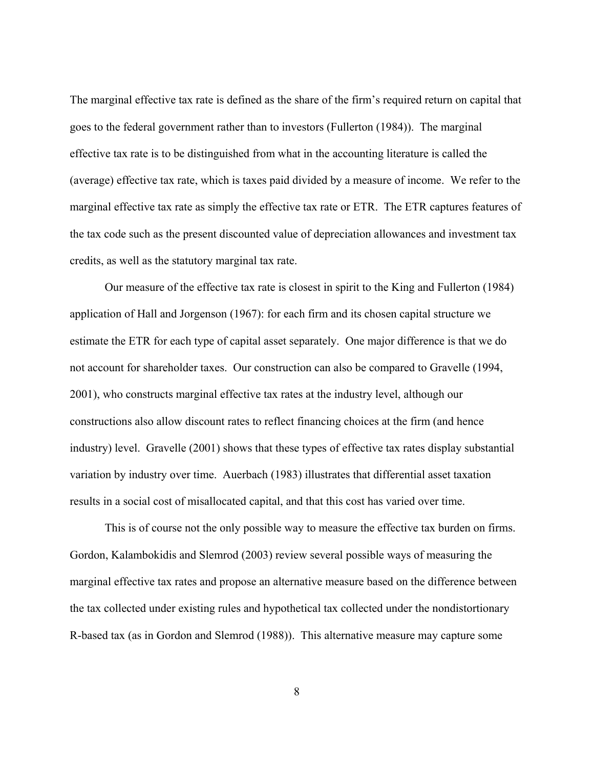The marginal effective tax rate is defined as the share of the firm's required return on capital that goes to the federal government rather than to investors (Fullerton (1984)). The marginal effective tax rate is to be distinguished from what in the accounting literature is called the (average) effective tax rate, which is taxes paid divided by a measure of income. We refer to the marginal effective tax rate as simply the effective tax rate or ETR. The ETR captures features of the tax code such as the present discounted value of depreciation allowances and investment tax credits, as well as the statutory marginal tax rate.

Our measure of the effective tax rate is closest in spirit to the King and Fullerton (1984) application of Hall and Jorgenson (1967): for each firm and its chosen capital structure we estimate the ETR for each type of capital asset separately. One major difference is that we do not account for shareholder taxes. Our construction can also be compared to Gravelle (1994, 2001), who constructs marginal effective tax rates at the industry level, although our constructions also allow discount rates to reflect financing choices at the firm (and hence industry) level. Gravelle (2001) shows that these types of effective tax rates display substantial variation by industry over time. Auerbach (1983) illustrates that differential asset taxation results in a social cost of misallocated capital, and that this cost has varied over time.

This is of course not the only possible way to measure the effective tax burden on firms. Gordon, Kalambokidis and Slemrod (2003) review several possible ways of measuring the marginal effective tax rates and propose an alternative measure based on the difference between the tax collected under existing rules and hypothetical tax collected under the nondistortionary R-based tax (as in Gordon and Slemrod (1988)). This alternative measure may capture some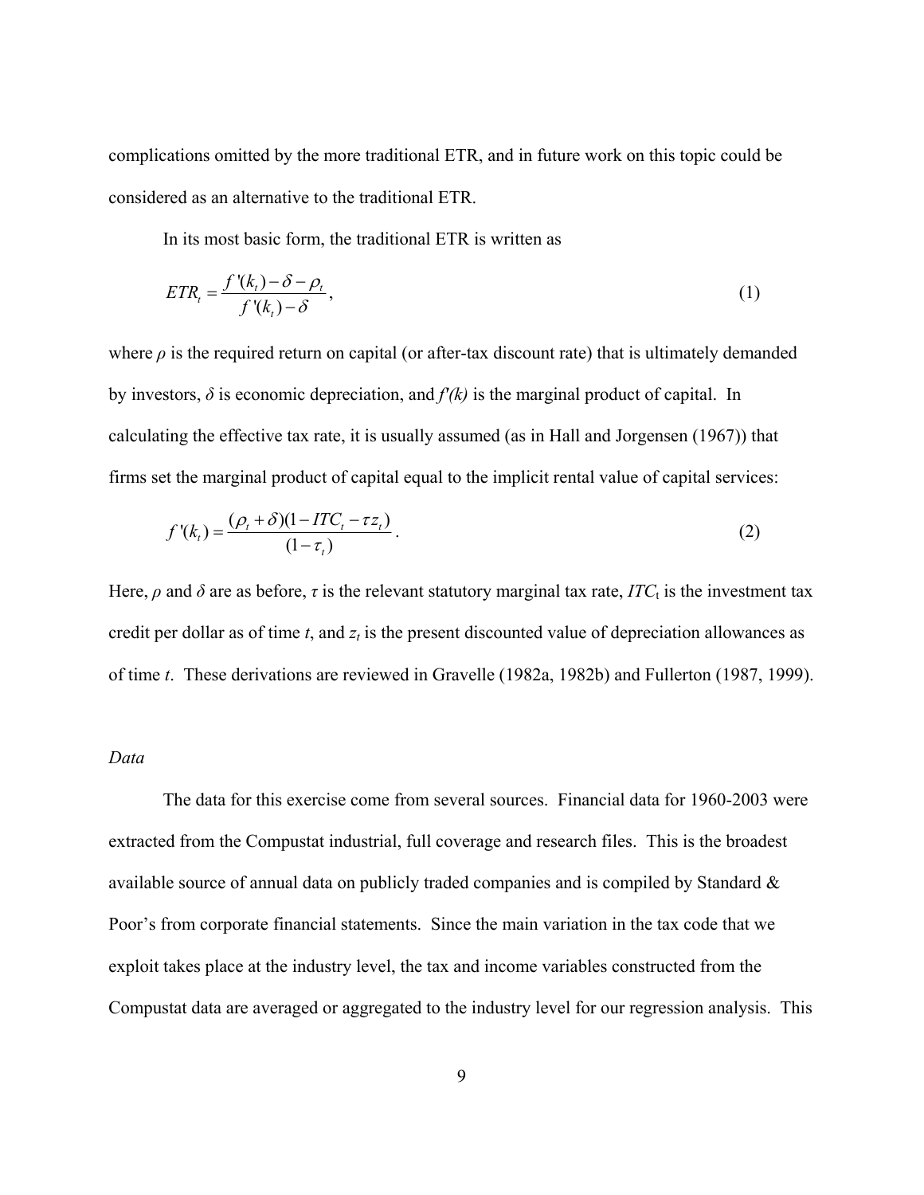complications omitted by the more traditional ETR, and in future work on this topic could be considered as an alternative to the traditional ETR.

In its most basic form, the traditional ETR is written as

$$ETR_t = \frac{f'(k_t) - \delta - \rho_t}{f'(k_t) - \delta}, \tag{1}$$

where $\rho$ is the required return on capital (or after-tax discount rate) that is ultimately demanded by investors, $\delta$ is economic depreciation, and $f'(k)$ is the marginal product of capital. In calculating the effective tax rate, it is usually assumed (as in Hall and Jorgensen (1967)) that firms set the marginal product of capital equal to the implicit rental value of capital services:

$$f'(k_t) = \frac{(\rho_t + \delta)(1 - ITC_t - \tau z_t)}{(1 - \tau_t)}. \tag{2}$$

Here, $\rho$ and $\delta$ are as before, $\tau$ is the relevant statutory marginal tax rate, $ITC_t$ is the investment tax credit per dollar as of time $t$, and $z_t$ is the present discounted value of depreciation allowances as of time $t$. These derivations are reviewed in Gravelle (1982a, 1982b) and Fullerton (1987, 1999).

*Data*

The data for this exercise come from several sources. Financial data for 1960-2003 were extracted from the Compustat industrial, full coverage and research files. This is the broadest available source of annual data on publicly traded companies and is compiled by Standard & Poor's from corporate financial statements. Since the main variation in the tax code that we exploit takes place at the industry level, the tax and income variables constructed from the Compustat data are averaged or aggregated to the industry level for our regression analysis. This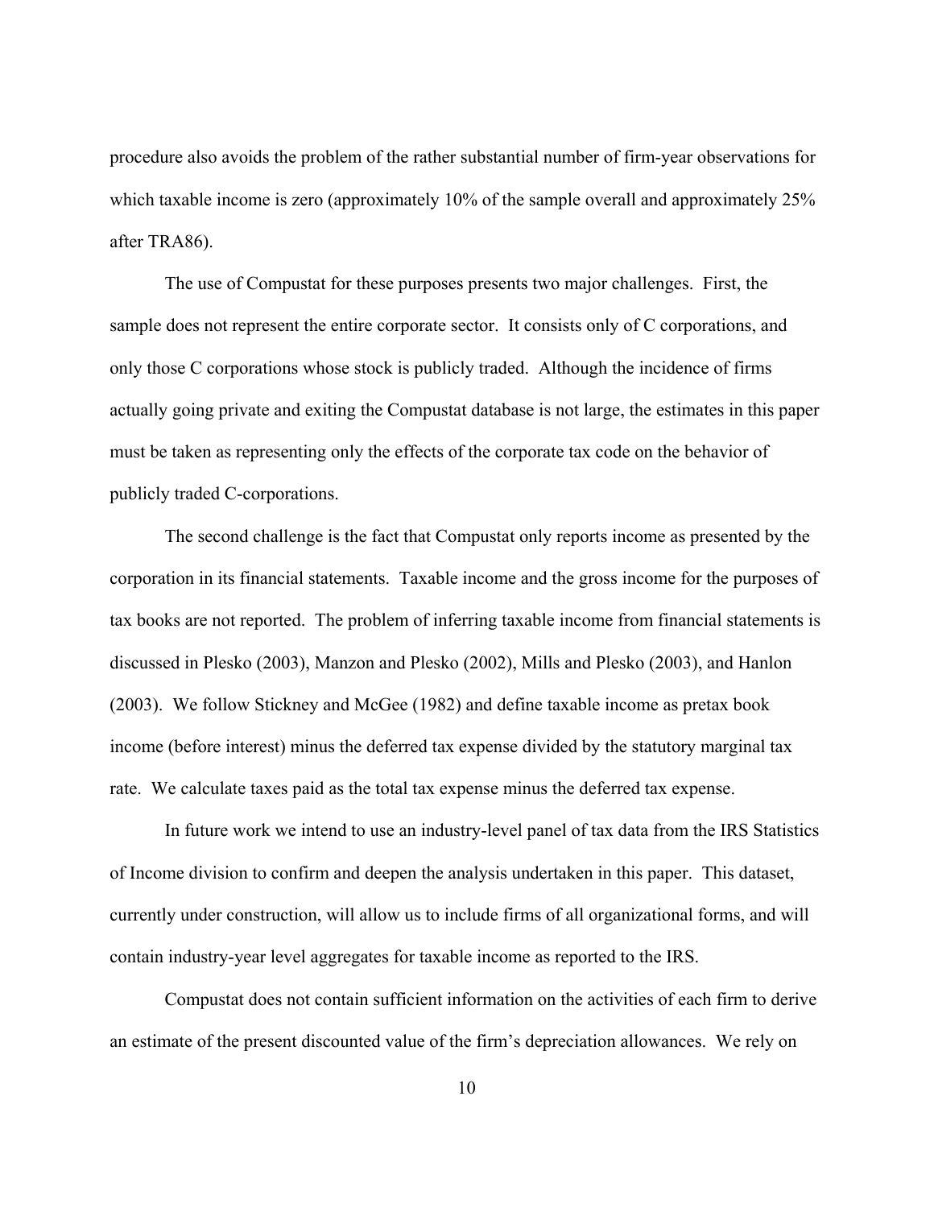procedure also avoids the problem of the rather substantial number of firm-year observations for which taxable income is zero (approximately 10% of the sample overall and approximately 25% after TRA86).

The use of Compustat for these purposes presents two major challenges. First, the sample does not represent the entire corporate sector. It consists only of C corporations, and only those C corporations whose stock is publicly traded. Although the incidence of firms actually going private and exiting the Compustat database is not large, the estimates in this paper must be taken as representing only the effects of the corporate tax code on the behavior of publicly traded C-corporations.

The second challenge is the fact that Compustat only reports income as presented by the corporation in its financial statements. Taxable income and the gross income for the purposes of tax books are not reported. The problem of inferring taxable income from financial statements is discussed in Plesko (2003), Manzon and Plesko (2002), Mills and Plesko (2003), and Hanlon (2003). We follow Stickney and McGee (1982) and define taxable income as pretax book income (before interest) minus the deferred tax expense divided by the statutory marginal tax rate. We calculate taxes paid as the total tax expense minus the deferred tax expense.

In future work we intend to use an industry-level panel of tax data from the IRS Statistics of Income division to confirm and deepen the analysis undertaken in this paper. This dataset, currently under construction, will allow us to include firms of all organizational forms, and will contain industry-year level aggregates for taxable income as reported to the IRS.

Compustat does not contain sufficient information on the activities of each firm to derive an estimate of the present discounted value of the firm's depreciation allowances. We rely on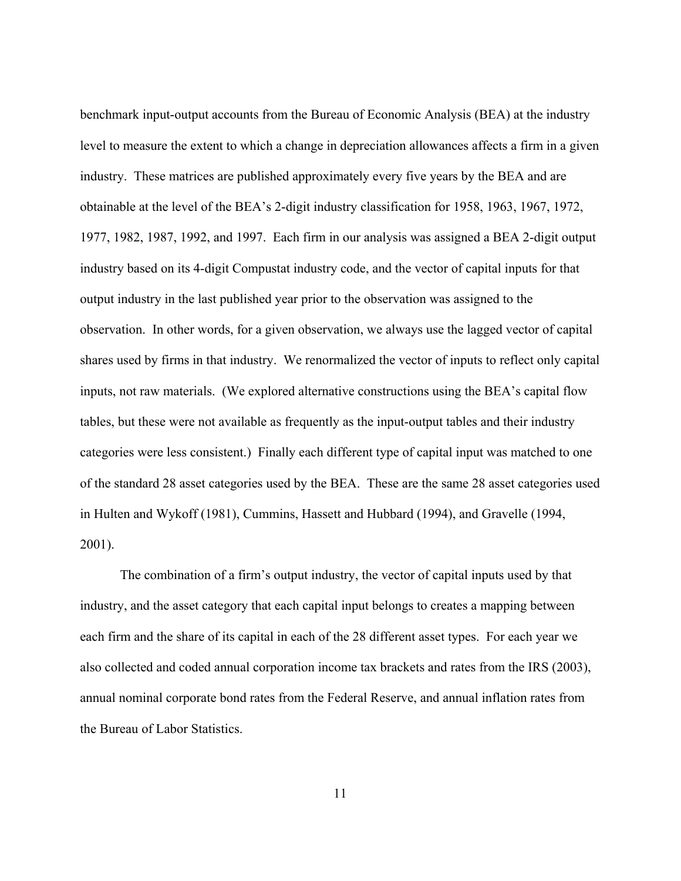benchmark input-output accounts from the Bureau of Economic Analysis (BEA) at the industry level to measure the extent to which a change in depreciation allowances affects a firm in a given industry. These matrices are published approximately every five years by the BEA and are obtainable at the level of the BEA's 2-digit industry classification for 1958, 1963, 1967, 1972, 1977, 1982, 1987, 1992, and 1997. Each firm in our analysis was assigned a BEA 2-digit output industry based on its 4-digit Compustat industry code, and the vector of capital inputs for that output industry in the last published year prior to the observation was assigned to the observation. In other words, for a given observation, we always use the lagged vector of capital shares used by firms in that industry. We renormalized the vector of inputs to reflect only capital inputs, not raw materials. (We explored alternative constructions using the BEA's capital flow tables, but these were not available as frequently as the input-output tables and their industry categories were less consistent.) Finally each different type of capital input was matched to one of the standard 28 asset categories used by the BEA. These are the same 28 asset categories used in Hulten and Wykoff (1981), Cummins, Hassett and Hubbard (1994), and Gravelle (1994, 2001).

The combination of a firm's output industry, the vector of capital inputs used by that industry, and the asset category that each capital input belongs to creates a mapping between each firm and the share of its capital in each of the 28 different asset types. For each year we also collected and coded annual corporation income tax brackets and rates from the IRS (2003), annual nominal corporate bond rates from the Federal Reserve, and annual inflation rates from the Bureau of Labor Statistics.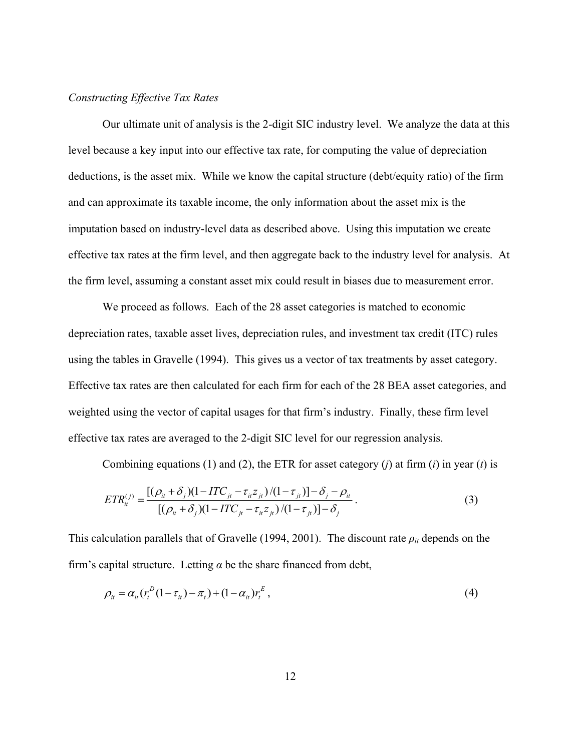*Constructing Effective Tax Rates*

Our ultimate unit of analysis is the 2-digit SIC industry level. We analyze the data at this level because a key input into our effective tax rate, for computing the value of depreciation deductions, is the asset mix. While we know the capital structure (debt/equity ratio) of the firm and can approximate its taxable income, the only information about the asset mix is the imputation based on industry-level data as described above. Using this imputation we create effective tax rates at the firm level, and then aggregate back to the industry level for analysis. At the firm level, assuming a constant asset mix could result in biases due to measurement error.

We proceed as follows. Each of the 28 asset categories is matched to economic depreciation rates, taxable asset lives, depreciation rules, and investment tax credit (ITC) rules using the tables in Gravelle (1994). This gives us a vector of tax treatments by asset category. Effective tax rates are then calculated for each firm for each of the 28 BEA asset categories, and weighted using the vector of capital usages for that firm's industry. Finally, these firm level effective tax rates are averaged to the 2-digit SIC level for our regression analysis.

Combining equations (1) and (2), the ETR for asset category ($j$) at firm ($i$) in year ($t$) is

$$ETR_{it}^{(j)} = \frac{[(\rho_{it} + \delta_j)(1 - ITC_{jt} - \tau_{it} z_{jt})/(1 - \tau_{jt})] - \delta_j - \rho_{it}}{[(\rho_{it} + \delta_j)(1 - ITC_{jt} - \tau_{it} z_{jt})/(1 - \tau_{jt})] - \delta_j} \, . \tag{3}$$

This calculation parallels that of Gravelle (1994, 2001). The discount rate $\rho_{it}$ depends on the firm's capital structure. Letting $\alpha$ be the share financed from debt,

$$\rho_{it} = \alpha_{it}(r_t^D(1 - \tau_{it}) - \pi_t) + (1 - \alpha_{it}) r_t^E \, , \tag{4}$$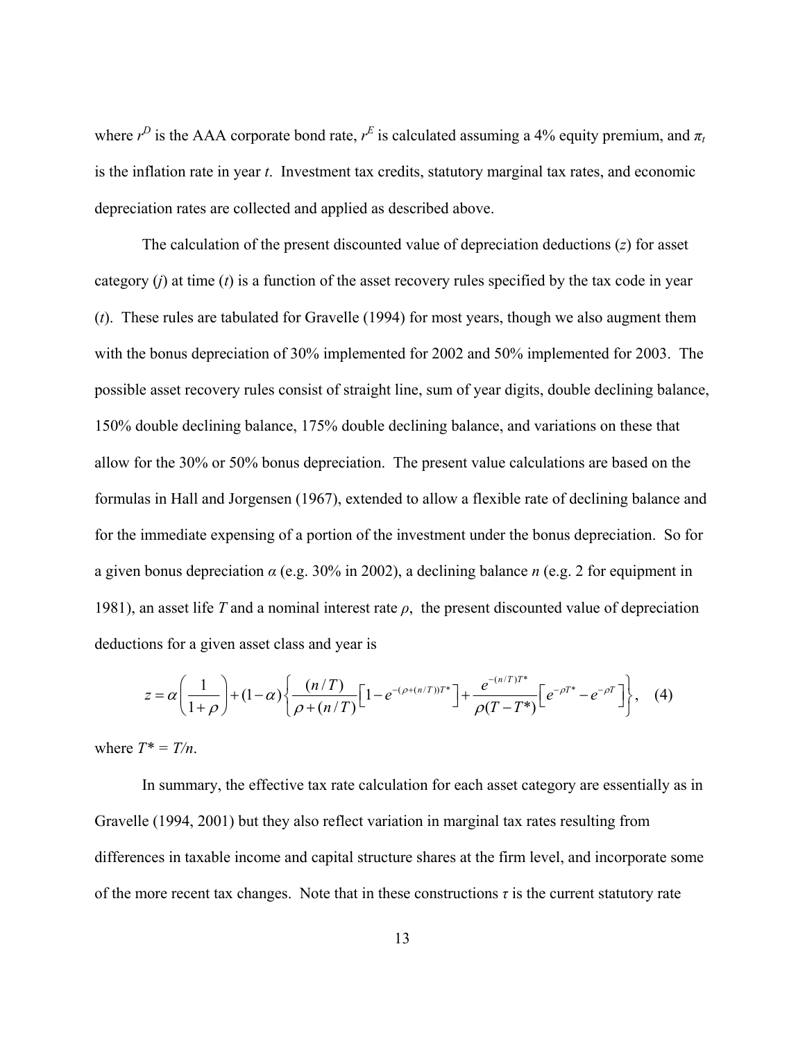where $r^D$ is the AAA corporate bond rate, $r^E$ is calculated assuming a 4% equity premium, and $\pi_t$ is the inflation rate in year *t*. Investment tax credits, statutory marginal tax rates, and economic depreciation rates are collected and applied as described above.

The calculation of the present discounted value of depreciation deductions (*z*) for asset category (*j*) at time (*t*) is a function of the asset recovery rules specified by the tax code in year (*t*). These rules are tabulated for Gravelle (1994) for most years, though we also augment them with the bonus depreciation of 30% implemented for 2002 and 50% implemented for 2003. The possible asset recovery rules consist of straight line, sum of year digits, double declining balance, 150% double declining balance, 175% double declining balance, and variations on these that allow for the 30% or 50% bonus depreciation. The present value calculations are based on the formulas in Hall and Jorgensen (1967), extended to allow a flexible rate of declining balance and for the immediate expensing of a portion of the investment under the bonus depreciation. So for a given bonus depreciation $\alpha$ (e.g. 30% in 2002), a declining balance *n* (e.g. 2 for equipment in 1981), an asset life *T* and a nominal interest rate $\rho$, the present discounted value of depreciation deductions for a given asset class and year is

$$z = \alpha\left(\frac{1}{1+\rho}\right) + (1-\alpha)\left\{\frac{(n/T)}{\rho+(n/T)}\left[1-e^{-(\rho+(n/T))T^*}\right] + \frac{e^{-(n/T)T^*}}{\rho(T-T^*)}\left[e^{-\rho T^*} - e^{-\rho T}\right]\right\}, \quad (4)$$

where $T^* = T/n$.

In summary, the effective tax rate calculation for each asset category are essentially as in Gravelle (1994, 2001) but they also reflect variation in marginal tax rates resulting from differences in taxable income and capital structure shares at the firm level, and incorporate some of the more recent tax changes. Note that in these constructions $\tau$ is the current statutory rate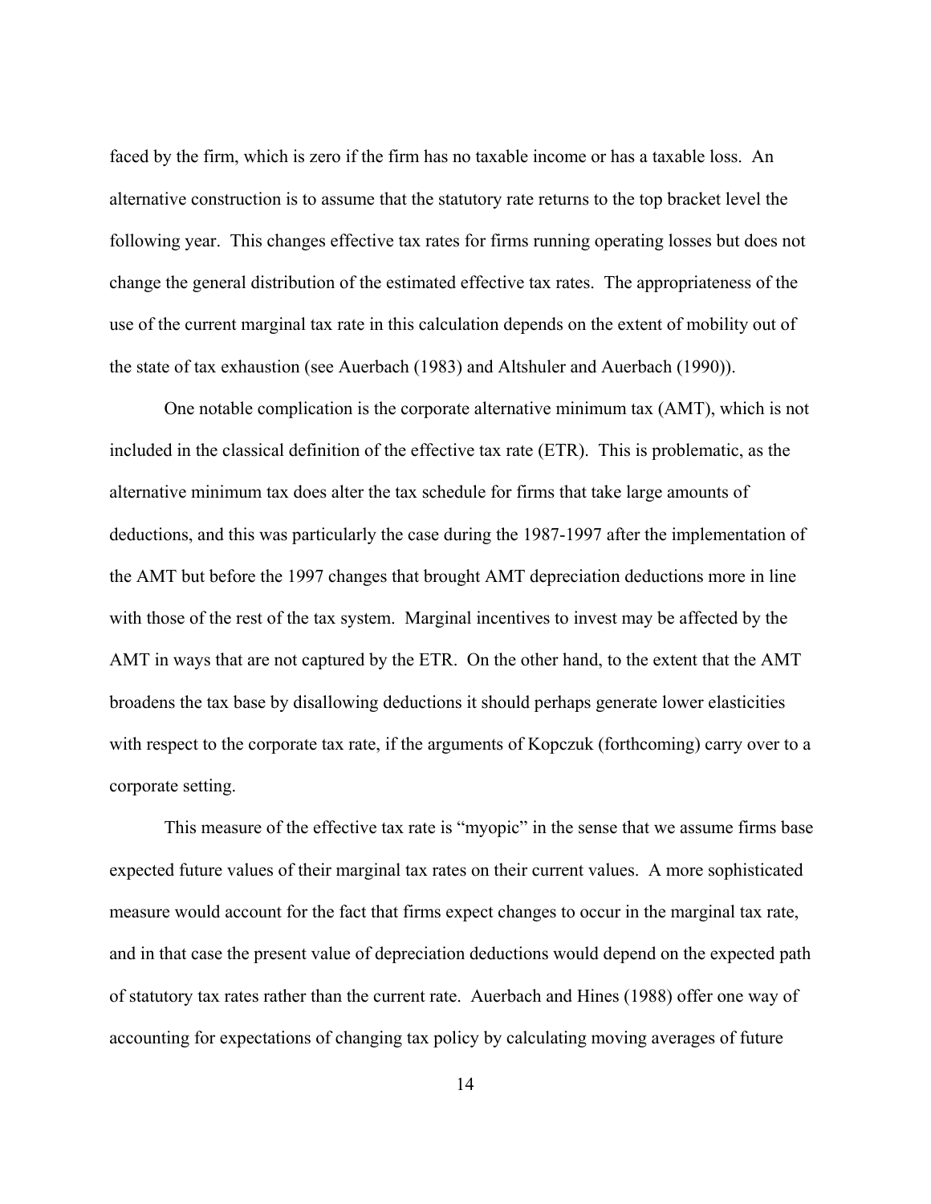faced by the firm, which is zero if the firm has no taxable income or has a taxable loss. An alternative construction is to assume that the statutory rate returns to the top bracket level the following year. This changes effective tax rates for firms running operating losses but does not change the general distribution of the estimated effective tax rates. The appropriateness of the use of the current marginal tax rate in this calculation depends on the extent of mobility out of the state of tax exhaustion (see Auerbach (1983) and Altshuler and Auerbach (1990)).

One notable complication is the corporate alternative minimum tax (AMT), which is not included in the classical definition of the effective tax rate (ETR). This is problematic, as the alternative minimum tax does alter the tax schedule for firms that take large amounts of deductions, and this was particularly the case during the 1987-1997 after the implementation of the AMT but before the 1997 changes that brought AMT depreciation deductions more in line with those of the rest of the tax system. Marginal incentives to invest may be affected by the AMT in ways that are not captured by the ETR. On the other hand, to the extent that the AMT broadens the tax base by disallowing deductions it should perhaps generate lower elasticities with respect to the corporate tax rate, if the arguments of Kopczuk (forthcoming) carry over to a corporate setting.

This measure of the effective tax rate is "myopic" in the sense that we assume firms base expected future values of their marginal tax rates on their current values. A more sophisticated measure would account for the fact that firms expect changes to occur in the marginal tax rate, and in that case the present value of depreciation deductions would depend on the expected path of statutory tax rates rather than the current rate. Auerbach and Hines (1988) offer one way of accounting for expectations of changing tax policy by calculating moving averages of future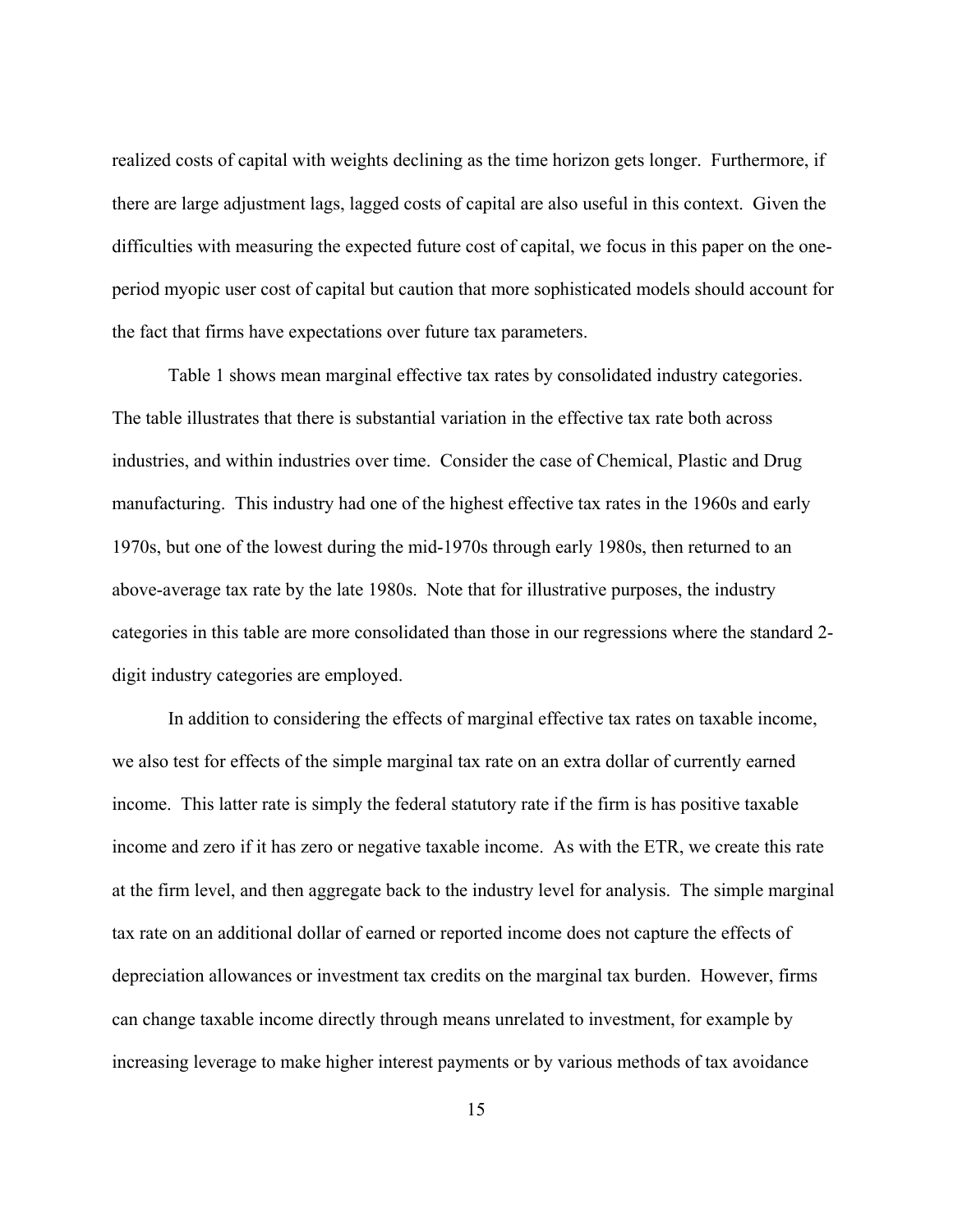realized costs of capital with weights declining as the time horizon gets longer. Furthermore, if there are large adjustment lags, lagged costs of capital are also useful in this context. Given the difficulties with measuring the expected future cost of capital, we focus in this paper on the one-period myopic user cost of capital but caution that more sophisticated models should account for the fact that firms have expectations over future tax parameters.

Table 1 shows mean marginal effective tax rates by consolidated industry categories. The table illustrates that there is substantial variation in the effective tax rate both across industries, and within industries over time. Consider the case of Chemical, Plastic and Drug manufacturing. This industry had one of the highest effective tax rates in the 1960s and early 1970s, but one of the lowest during the mid-1970s through early 1980s, then returned to an above-average tax rate by the late 1980s. Note that for illustrative purposes, the industry categories in this table are more consolidated than those in our regressions where the standard 2-digit industry categories are employed.

In addition to considering the effects of marginal effective tax rates on taxable income, we also test for effects of the simple marginal tax rate on an extra dollar of currently earned income. This latter rate is simply the federal statutory rate if the firm is has positive taxable income and zero if it has zero or negative taxable income. As with the ETR, we create this rate at the firm level, and then aggregate back to the industry level for analysis. The simple marginal tax rate on an additional dollar of earned or reported income does not capture the effects of depreciation allowances or investment tax credits on the marginal tax burden. However, firms can change taxable income directly through means unrelated to investment, for example by increasing leverage to make higher interest payments or by various methods of tax avoidance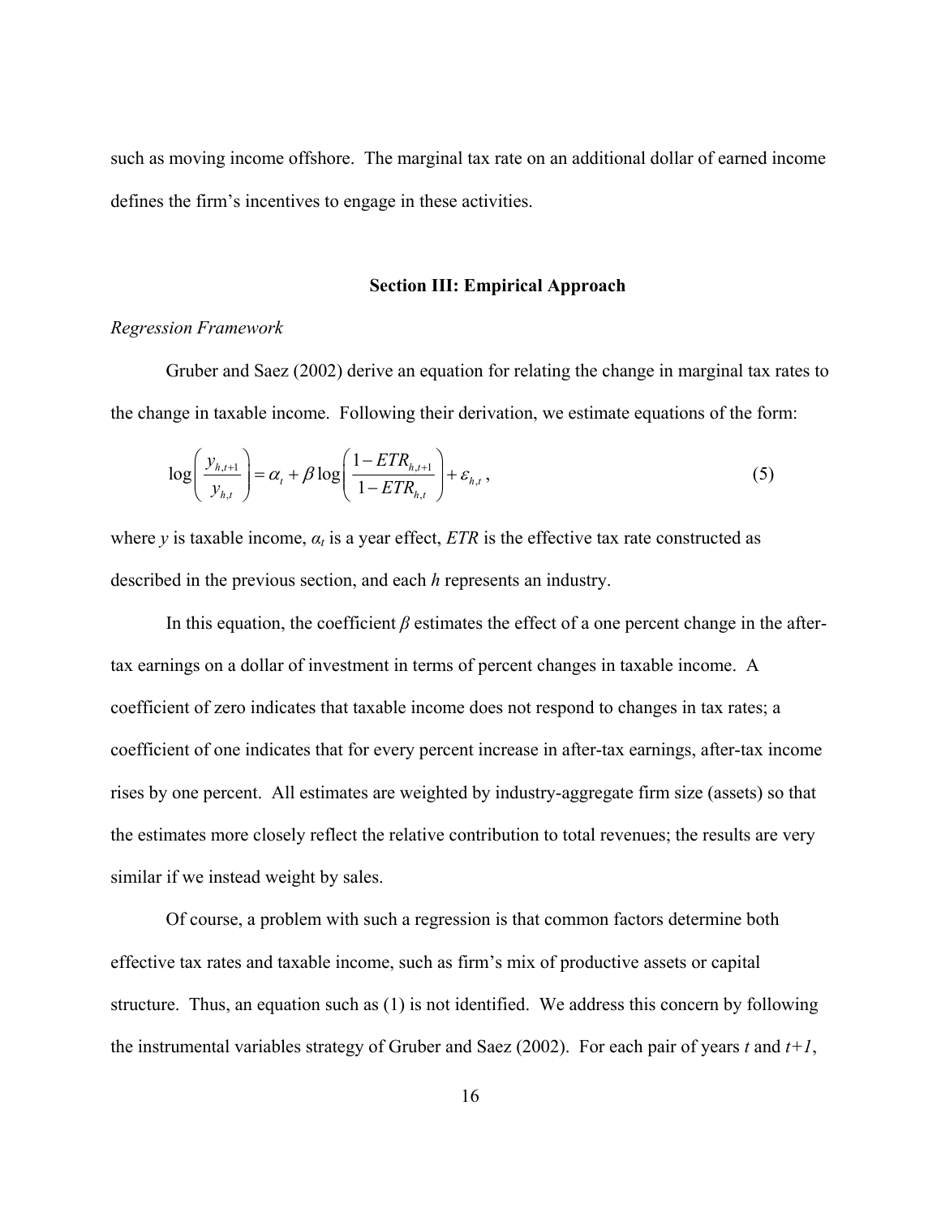such as moving income offshore. The marginal tax rate on an additional dollar of earned income defines the firm's incentives to engage in these activities.

## Section III: Empirical Approach

*Regression Framework*

Gruber and Saez (2002) derive an equation for relating the change in marginal tax rates to the change in taxable income. Following their derivation, we estimate equations of the form:

$$\log\left(\frac{y_{h,t+1}}{y_{h,t}}\right) = \alpha_t + \beta \log\left(\frac{1-ETR_{h,t+1}}{1-ETR_{h,t}}\right) + \varepsilon_{h,t}\,, \tag{5}$$

where $y$ is taxable income, $\alpha_t$ is a year effect, *ETR* is the effective tax rate constructed as described in the previous section, and each $h$ represents an industry.

In this equation, the coefficient $\beta$ estimates the effect of a one percent change in the after-tax earnings on a dollar of investment in terms of percent changes in taxable income. A coefficient of zero indicates that taxable income does not respond to changes in tax rates; a coefficient of one indicates that for every percent increase in after-tax earnings, after-tax income rises by one percent. All estimates are weighted by industry-aggregate firm size (assets) so that the estimates more closely reflect the relative contribution to total revenues; the results are very similar if we instead weight by sales.

Of course, a problem with such a regression is that common factors determine both effective tax rates and taxable income, such as firm's mix of productive assets or capital structure. Thus, an equation such as (1) is not identified. We address this concern by following the instrumental variables strategy of Gruber and Saez (2002). For each pair of years $t$ and $t+1$,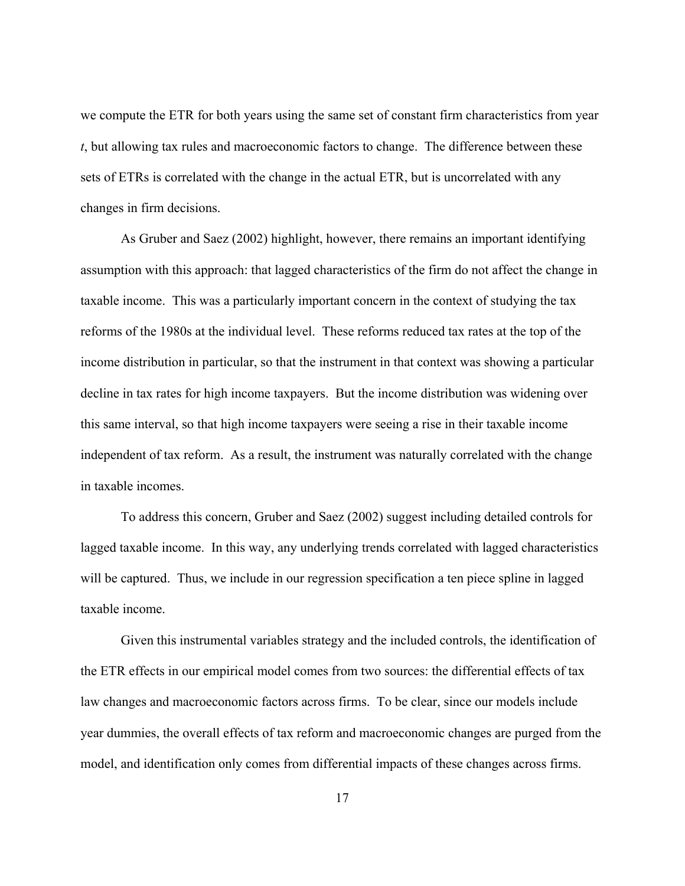we compute the ETR for both years using the same set of constant firm characteristics from year *t*, but allowing tax rules and macroeconomic factors to change. The difference between these sets of ETRs is correlated with the change in the actual ETR, but is uncorrelated with any changes in firm decisions.

As Gruber and Saez (2002) highlight, however, there remains an important identifying assumption with this approach: that lagged characteristics of the firm do not affect the change in taxable income. This was a particularly important concern in the context of studying the tax reforms of the 1980s at the individual level. These reforms reduced tax rates at the top of the income distribution in particular, so that the instrument in that context was showing a particular decline in tax rates for high income taxpayers. But the income distribution was widening over this same interval, so that high income taxpayers were seeing a rise in their taxable income independent of tax reform. As a result, the instrument was naturally correlated with the change in taxable incomes.

To address this concern, Gruber and Saez (2002) suggest including detailed controls for lagged taxable income. In this way, any underlying trends correlated with lagged characteristics will be captured. Thus, we include in our regression specification a ten piece spline in lagged taxable income.

Given this instrumental variables strategy and the included controls, the identification of the ETR effects in our empirical model comes from two sources: the differential effects of tax law changes and macroeconomic factors across firms. To be clear, since our models include year dummies, the overall effects of tax reform and macroeconomic changes are purged from the model, and identification only comes from differential impacts of these changes across firms.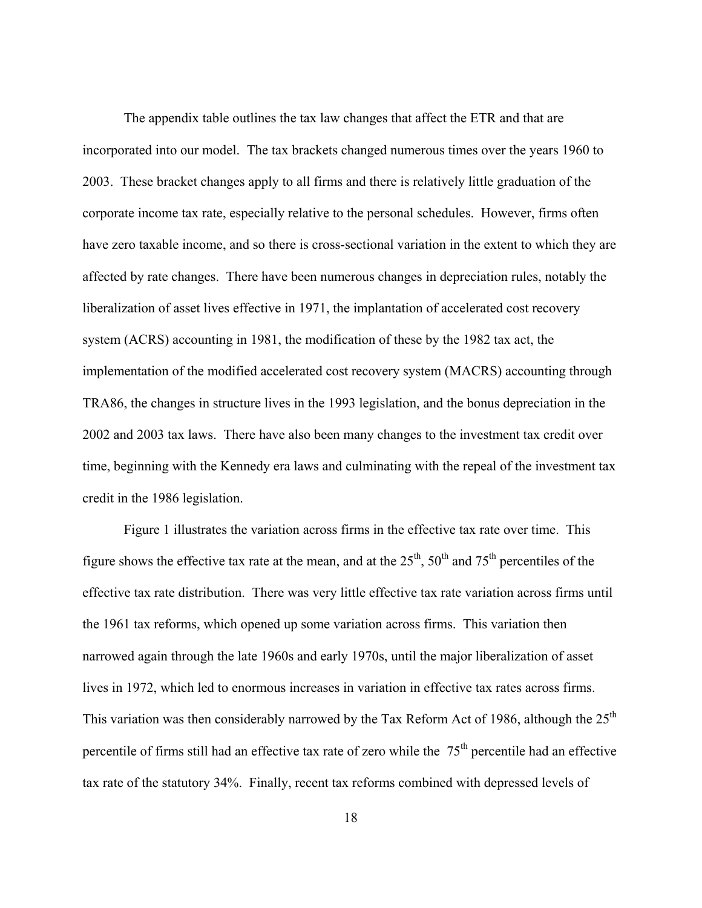The appendix table outlines the tax law changes that affect the ETR and that are incorporated into our model. The tax brackets changed numerous times over the years 1960 to 2003. These bracket changes apply to all firms and there is relatively little graduation of the corporate income tax rate, especially relative to the personal schedules. However, firms often have zero taxable income, and so there is cross-sectional variation in the extent to which they are affected by rate changes. There have been numerous changes in depreciation rules, notably the liberalization of asset lives effective in 1971, the implantation of accelerated cost recovery system (ACRS) accounting in 1981, the modification of these by the 1982 tax act, the implementation of the modified accelerated cost recovery system (MACRS) accounting through TRA86, the changes in structure lives in the 1993 legislation, and the bonus depreciation in the 2002 and 2003 tax laws. There have also been many changes to the investment tax credit over time, beginning with the Kennedy era laws and culminating with the repeal of the investment tax credit in the 1986 legislation.

Figure 1 illustrates the variation across firms in the effective tax rate over time. This figure shows the effective tax rate at the mean, and at the 25th, 50th and 75th percentiles of the effective tax rate distribution. There was very little effective tax rate variation across firms until the 1961 tax reforms, which opened up some variation across firms. This variation then narrowed again through the late 1960s and early 1970s, until the major liberalization of asset lives in 1972, which led to enormous increases in variation in effective tax rates across firms. This variation was then considerably narrowed by the Tax Reform Act of 1986, although the 25th percentile of firms still had an effective tax rate of zero while the 75th percentile had an effective tax rate of the statutory 34%. Finally, recent tax reforms combined with depressed levels of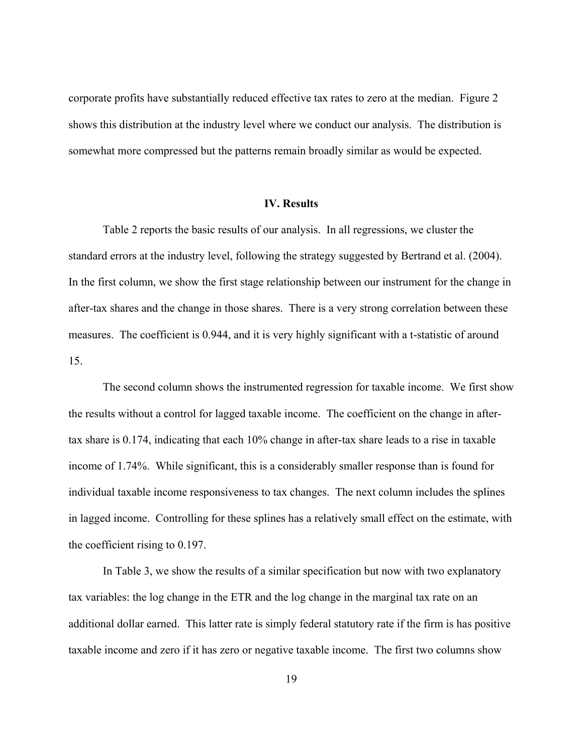corporate profits have substantially reduced effective tax rates to zero at the median. Figure 2 shows this distribution at the industry level where we conduct our analysis. The distribution is somewhat more compressed but the patterns remain broadly similar as would be expected.

## IV. Results

Table 2 reports the basic results of our analysis. In all regressions, we cluster the standard errors at the industry level, following the strategy suggested by Bertrand et al. (2004). In the first column, we show the first stage relationship between our instrument for the change in after-tax shares and the change in those shares. There is a very strong correlation between these measures. The coefficient is 0.944, and it is very highly significant with a t-statistic of around 15.

The second column shows the instrumented regression for taxable income. We first show the results without a control for lagged taxable income. The coefficient on the change in after-tax share is 0.174, indicating that each 10% change in after-tax share leads to a rise in taxable income of 1.74%. While significant, this is a considerably smaller response than is found for individual taxable income responsiveness to tax changes. The next column includes the splines in lagged income. Controlling for these splines has a relatively small effect on the estimate, with the coefficient rising to 0.197.

In Table 3, we show the results of a similar specification but now with two explanatory tax variables: the log change in the ETR and the log change in the marginal tax rate on an additional dollar earned. This latter rate is simply federal statutory rate if the firm is has positive taxable income and zero if it has zero or negative taxable income. The first two columns show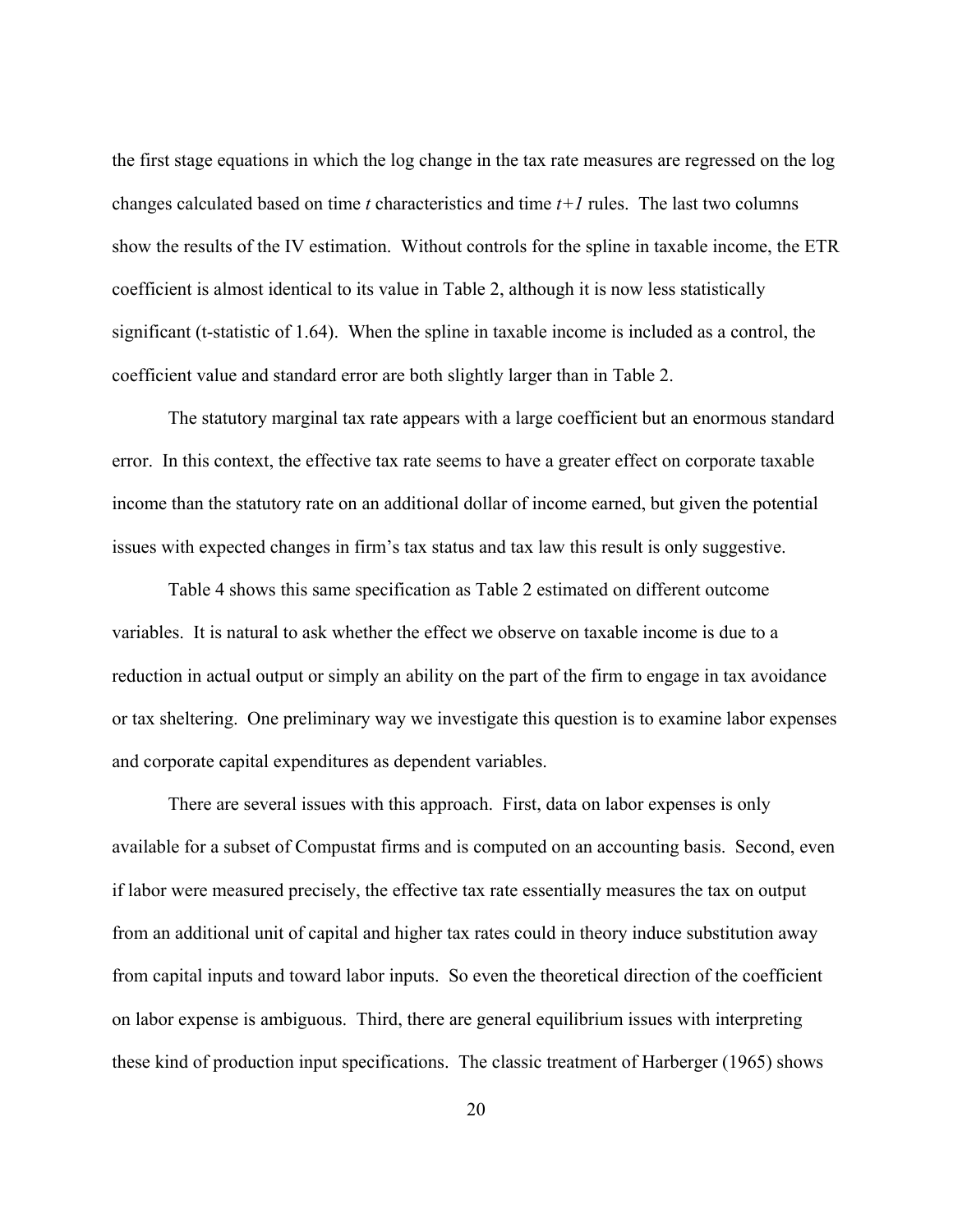the first stage equations in which the log change in the tax rate measures are regressed on the log changes calculated based on time *t* characteristics and time *t+1* rules. The last two columns show the results of the IV estimation. Without controls for the spline in taxable income, the ETR coefficient is almost identical to its value in Table 2, although it is now less statistically significant (t-statistic of 1.64). When the spline in taxable income is included as a control, the coefficient value and standard error are both slightly larger than in Table 2.

The statutory marginal tax rate appears with a large coefficient but an enormous standard error. In this context, the effective tax rate seems to have a greater effect on corporate taxable income than the statutory rate on an additional dollar of income earned, but given the potential issues with expected changes in firm's tax status and tax law this result is only suggestive.

Table 4 shows this same specification as Table 2 estimated on different outcome variables. It is natural to ask whether the effect we observe on taxable income is due to a reduction in actual output or simply an ability on the part of the firm to engage in tax avoidance or tax sheltering. One preliminary way we investigate this question is to examine labor expenses and corporate capital expenditures as dependent variables.

There are several issues with this approach. First, data on labor expenses is only available for a subset of Compustat firms and is computed on an accounting basis. Second, even if labor were measured precisely, the effective tax rate essentially measures the tax on output from an additional unit of capital and higher tax rates could in theory induce substitution away from capital inputs and toward labor inputs. So even the theoretical direction of the coefficient on labor expense is ambiguous. Third, there are general equilibrium issues with interpreting these kind of production input specifications. The classic treatment of Harberger (1965) shows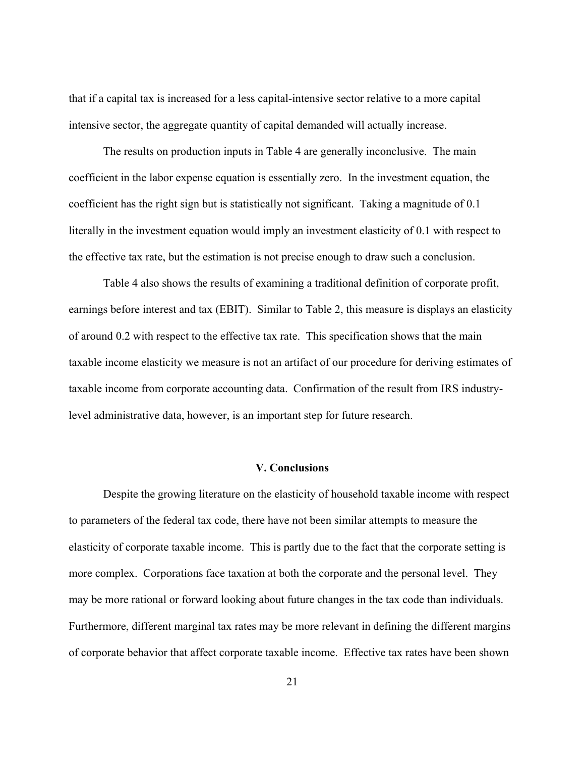that if a capital tax is increased for a less capital-intensive sector relative to a more capital intensive sector, the aggregate quantity of capital demanded will actually increase.

The results on production inputs in Table 4 are generally inconclusive. The main coefficient in the labor expense equation is essentially zero. In the investment equation, the coefficient has the right sign but is statistically not significant. Taking a magnitude of 0.1 literally in the investment equation would imply an investment elasticity of 0.1 with respect to the effective tax rate, but the estimation is not precise enough to draw such a conclusion.

Table 4 also shows the results of examining a traditional definition of corporate profit, earnings before interest and tax (EBIT). Similar to Table 2, this measure is displays an elasticity of around 0.2 with respect to the effective tax rate. This specification shows that the main taxable income elasticity we measure is not an artifact of our procedure for deriving estimates of taxable income from corporate accounting data. Confirmation of the result from IRS industry-level administrative data, however, is an important step for future research.

## V. Conclusions

Despite the growing literature on the elasticity of household taxable income with respect to parameters of the federal tax code, there have not been similar attempts to measure the elasticity of corporate taxable income. This is partly due to the fact that the corporate setting is more complex. Corporations face taxation at both the corporate and the personal level. They may be more rational or forward looking about future changes in the tax code than individuals. Furthermore, different marginal tax rates may be more relevant in defining the different margins of corporate behavior that affect corporate taxable income. Effective tax rates have been shown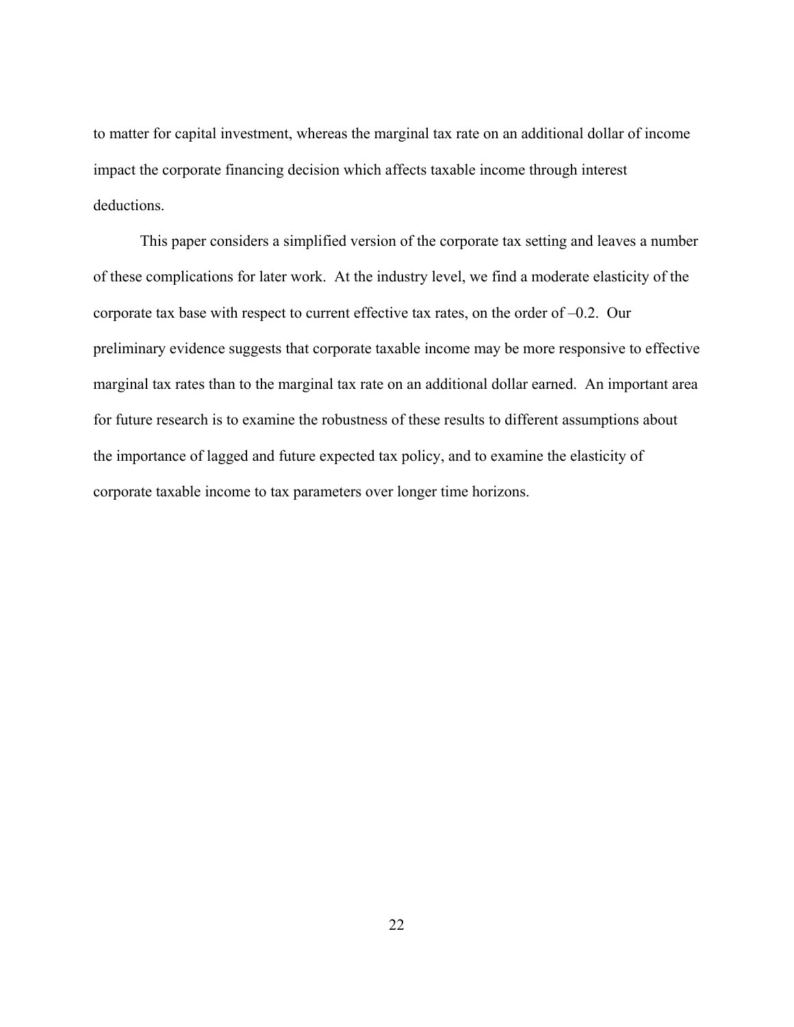to matter for capital investment, whereas the marginal tax rate on an additional dollar of income impact the corporate financing decision which affects taxable income through interest deductions.

This paper considers a simplified version of the corporate tax setting and leaves a number of these complications for later work. At the industry level, we find a moderate elasticity of the corporate tax base with respect to current effective tax rates, on the order of –0.2. Our preliminary evidence suggests that corporate taxable income may be more responsive to effective marginal tax rates than to the marginal tax rate on an additional dollar earned. An important area for future research is to examine the robustness of these results to different assumptions about the importance of lagged and future expected tax policy, and to examine the elasticity of corporate taxable income to tax parameters over longer time horizons.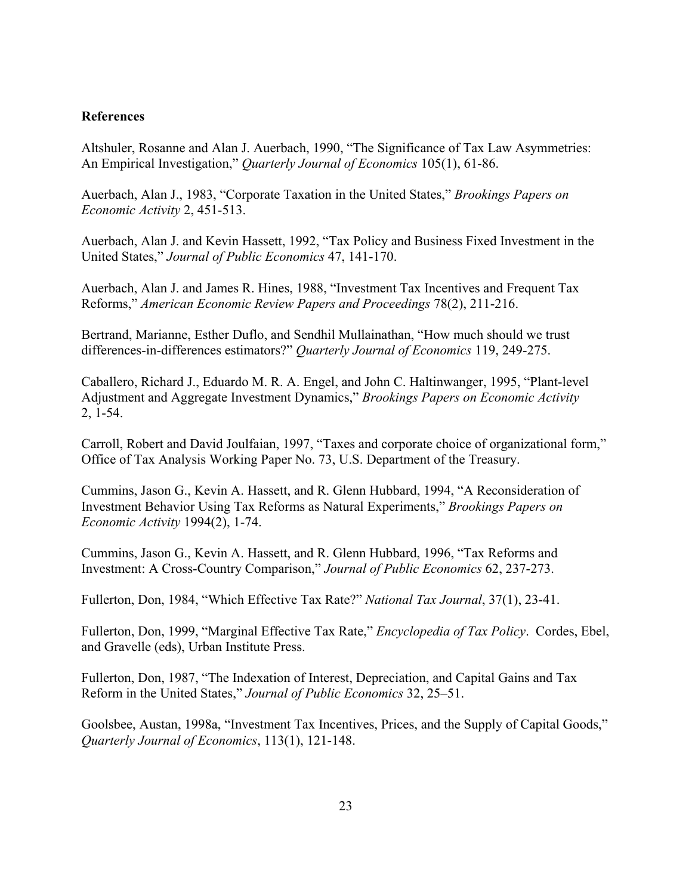**References**

Altshuler, Rosanne and Alan J. Auerbach, 1990, "The Significance of Tax Law Asymmetries: An Empirical Investigation," *Quarterly Journal of Economics* 105(1), 61-86.

Auerbach, Alan J., 1983, "Corporate Taxation in the United States," *Brookings Papers on Economic Activity* 2, 451-513.

Auerbach, Alan J. and Kevin Hassett, 1992, "Tax Policy and Business Fixed Investment in the United States," *Journal of Public Economics* 47, 141-170.

Auerbach, Alan J. and James R. Hines, 1988, "Investment Tax Incentives and Frequent Tax Reforms," *American Economic Review Papers and Proceedings* 78(2), 211-216.

Bertrand, Marianne, Esther Duflo, and Sendhil Mullainathan, "How much should we trust differences-in-differences estimators?" *Quarterly Journal of Economics* 119, 249-275.

Caballero, Richard J., Eduardo M. R. A. Engel, and John C. Haltinwanger, 1995, "Plant-level Adjustment and Aggregate Investment Dynamics," *Brookings Papers on Economic Activity* 2, 1-54.

Carroll, Robert and David Joulfaian, 1997, "Taxes and corporate choice of organizational form," Office of Tax Analysis Working Paper No. 73, U.S. Department of the Treasury.

Cummins, Jason G., Kevin A. Hassett, and R. Glenn Hubbard, 1994, "A Reconsideration of Investment Behavior Using Tax Reforms as Natural Experiments," *Brookings Papers on Economic Activity* 1994(2), 1-74.

Cummins, Jason G., Kevin A. Hassett, and R. Glenn Hubbard, 1996, "Tax Reforms and Investment: A Cross-Country Comparison," *Journal of Public Economics* 62, 237-273.

Fullerton, Don, 1984, "Which Effective Tax Rate?" *National Tax Journal*, 37(1), 23-41.

Fullerton, Don, 1999, "Marginal Effective Tax Rate," *Encyclopedia of Tax Policy*. Cordes, Ebel, and Gravelle (eds), Urban Institute Press.

Fullerton, Don, 1987, "The Indexation of Interest, Depreciation, and Capital Gains and Tax Reform in the United States," *Journal of Public Economics* 32, 25–51.

Goolsbee, Austan, 1998a, "Investment Tax Incentives, Prices, and the Supply of Capital Goods," *Quarterly Journal of Economics*, 113(1), 121-148.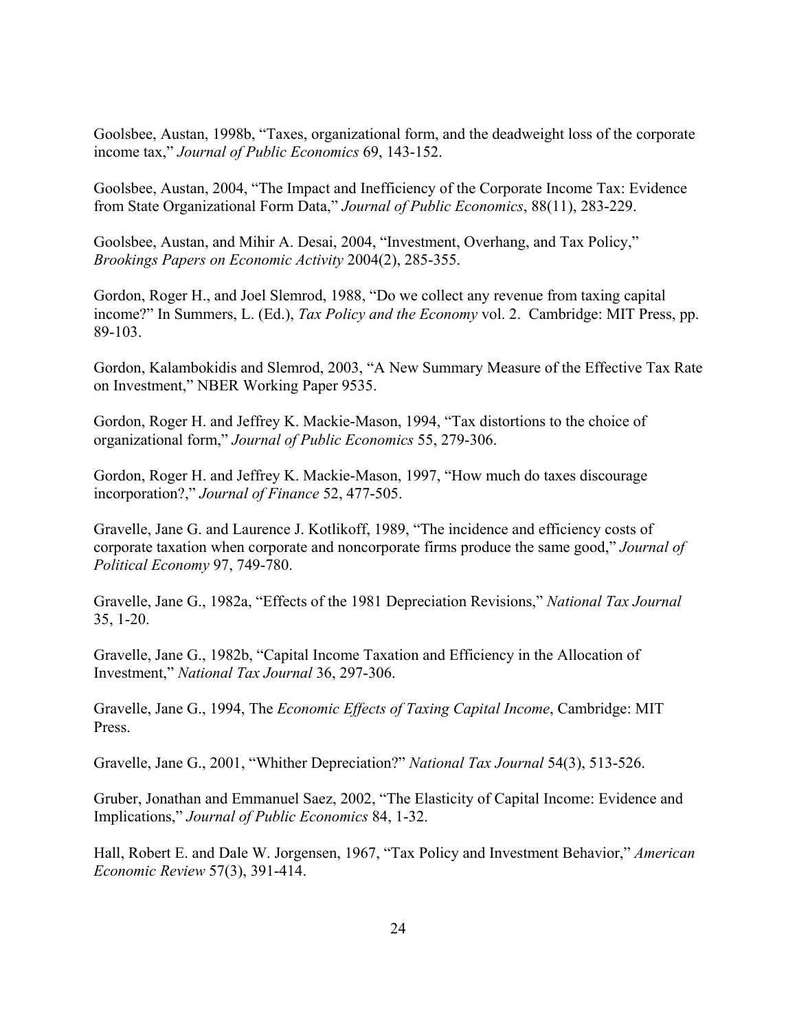Goolsbee, Austan, 1998b, “Taxes, organizational form, and the deadweight loss of the corporate income tax,” *Journal of Public Economics* 69, 143-152.

Goolsbee, Austan, 2004, “The Impact and Inefficiency of the Corporate Income Tax: Evidence from State Organizational Form Data,” *Journal of Public Economics*, 88(11), 283-229.

Goolsbee, Austan, and Mihir A. Desai, 2004, “Investment, Overhang, and Tax Policy,” *Brookings Papers on Economic Activity* 2004(2), 285-355.

Gordon, Roger H., and Joel Slemrod, 1988, “Do we collect any revenue from taxing capital income?” In Summers, L. (Ed.), *Tax Policy and the Economy* vol. 2. Cambridge: MIT Press, pp. 89-103.

Gordon, Kalambokidis and Slemrod, 2003, “A New Summary Measure of the Effective Tax Rate on Investment,” NBER Working Paper 9535.

Gordon, Roger H. and Jeffrey K. Mackie-Mason, 1994, “Tax distortions to the choice of organizational form,” *Journal of Public Economics* 55, 279-306.

Gordon, Roger H. and Jeffrey K. Mackie-Mason, 1997, “How much do taxes discourage incorporation?,” *Journal of Finance* 52, 477-505.

Gravelle, Jane G. and Laurence J. Kotlikoff, 1989, “The incidence and efficiency costs of corporate taxation when corporate and noncorporate firms produce the same good,” *Journal of Political Economy* 97, 749-780.

Gravelle, Jane G., 1982a, “Effects of the 1981 Depreciation Revisions,” *National Tax Journal* 35, 1-20.

Gravelle, Jane G., 1982b, “Capital Income Taxation and Efficiency in the Allocation of Investment,” *National Tax Journal* 36, 297-306.

Gravelle, Jane G., 1994, The *Economic Effects of Taxing Capital Income*, Cambridge: MIT Press.

Gravelle, Jane G., 2001, “Whither Depreciation?” *National Tax Journal* 54(3), 513-526.

Gruber, Jonathan and Emmanuel Saez, 2002, “The Elasticity of Capital Income: Evidence and Implications,” *Journal of Public Economics* 84, 1-32.

Hall, Robert E. and Dale W. Jorgensen, 1967, “Tax Policy and Investment Behavior,” *American Economic Review* 57(3), 391-414.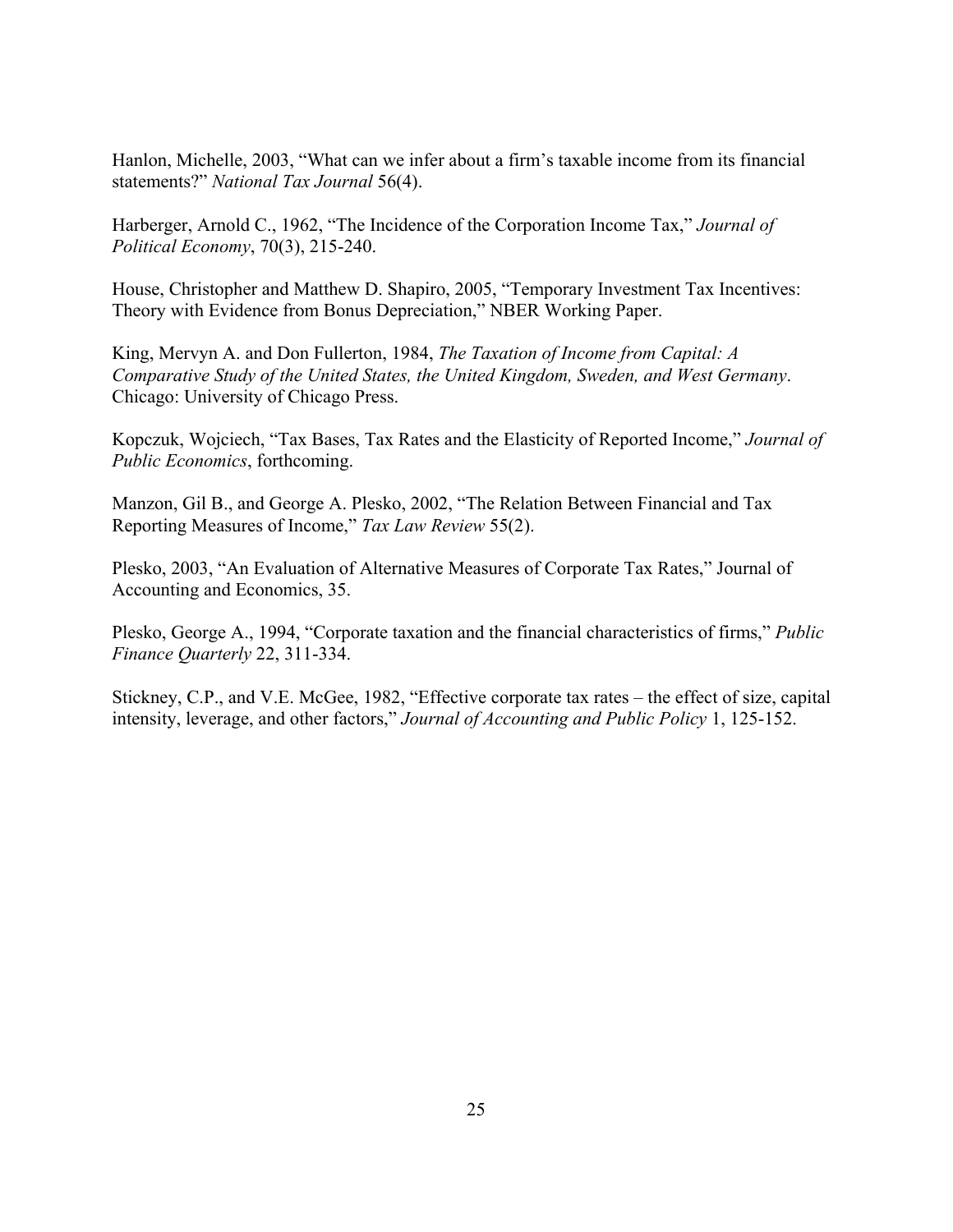Hanlon, Michelle, 2003, "What can we infer about a firm's taxable income from its financial statements?" *National Tax Journal* 56(4).

Harberger, Arnold C., 1962, "The Incidence of the Corporation Income Tax," *Journal of Political Economy*, 70(3), 215-240.

House, Christopher and Matthew D. Shapiro, 2005, "Temporary Investment Tax Incentives: Theory with Evidence from Bonus Depreciation," NBER Working Paper.

King, Mervyn A. and Don Fullerton, 1984, *The Taxation of Income from Capital: A Comparative Study of the United States, the United Kingdom, Sweden, and West Germany*. Chicago: University of Chicago Press.

Kopczuk, Wojciech, "Tax Bases, Tax Rates and the Elasticity of Reported Income," *Journal of Public Economics*, forthcoming.

Manzon, Gil B., and George A. Plesko, 2002, "The Relation Between Financial and Tax Reporting Measures of Income," *Tax Law Review* 55(2).

Plesko, 2003, "An Evaluation of Alternative Measures of Corporate Tax Rates," Journal of Accounting and Economics, 35.

Plesko, George A., 1994, "Corporate taxation and the financial characteristics of firms," *Public Finance Quarterly* 22, 311-334.

Stickney, C.P., and V.E. McGee, 1982, "Effective corporate tax rates – the effect of size, capital intensity, leverage, and other factors," *Journal of Accounting and Public Policy* 1, 125-152.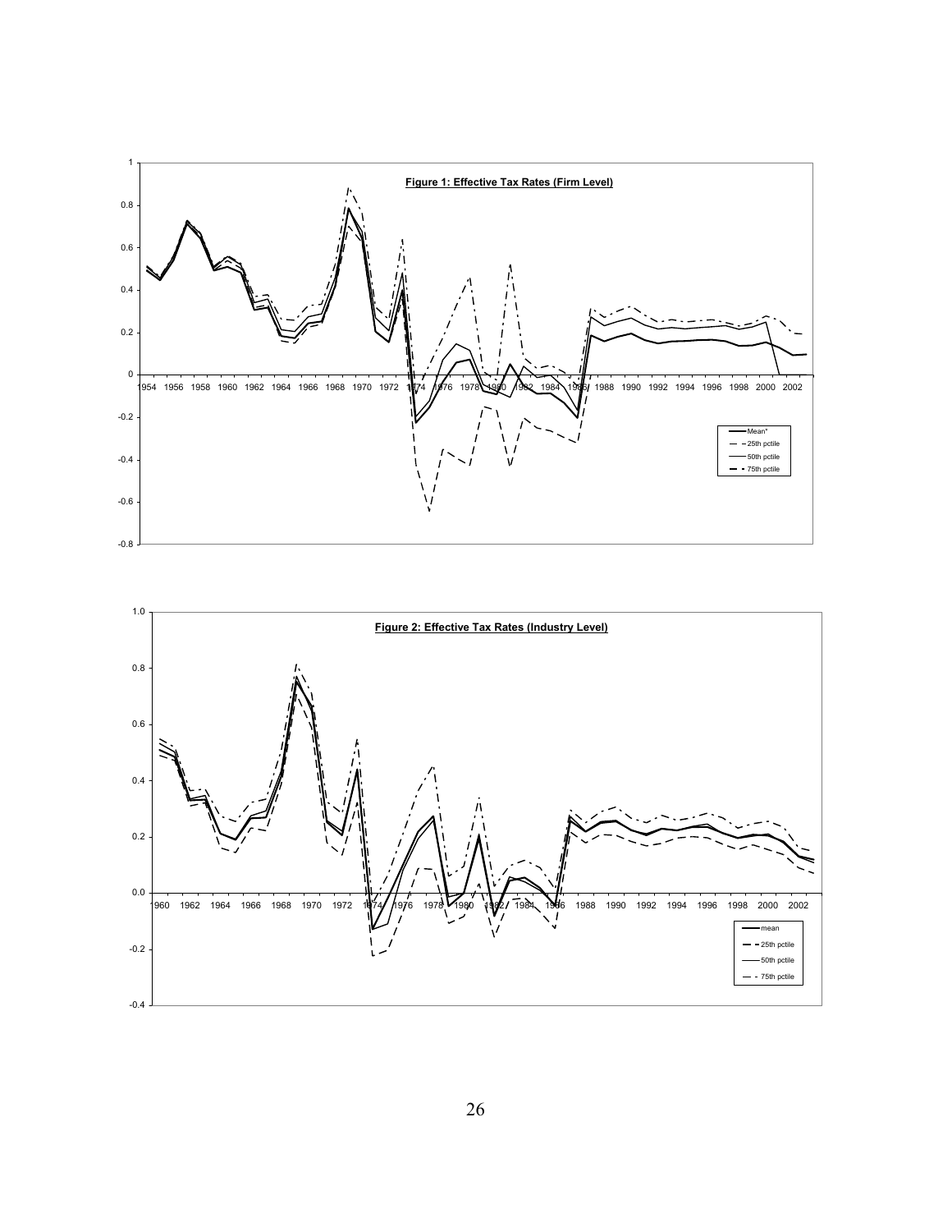**Figure 1: Effective Tax Rates (Firm Level)**

**Figure 2: Effective Tax Rates (Industry Level)**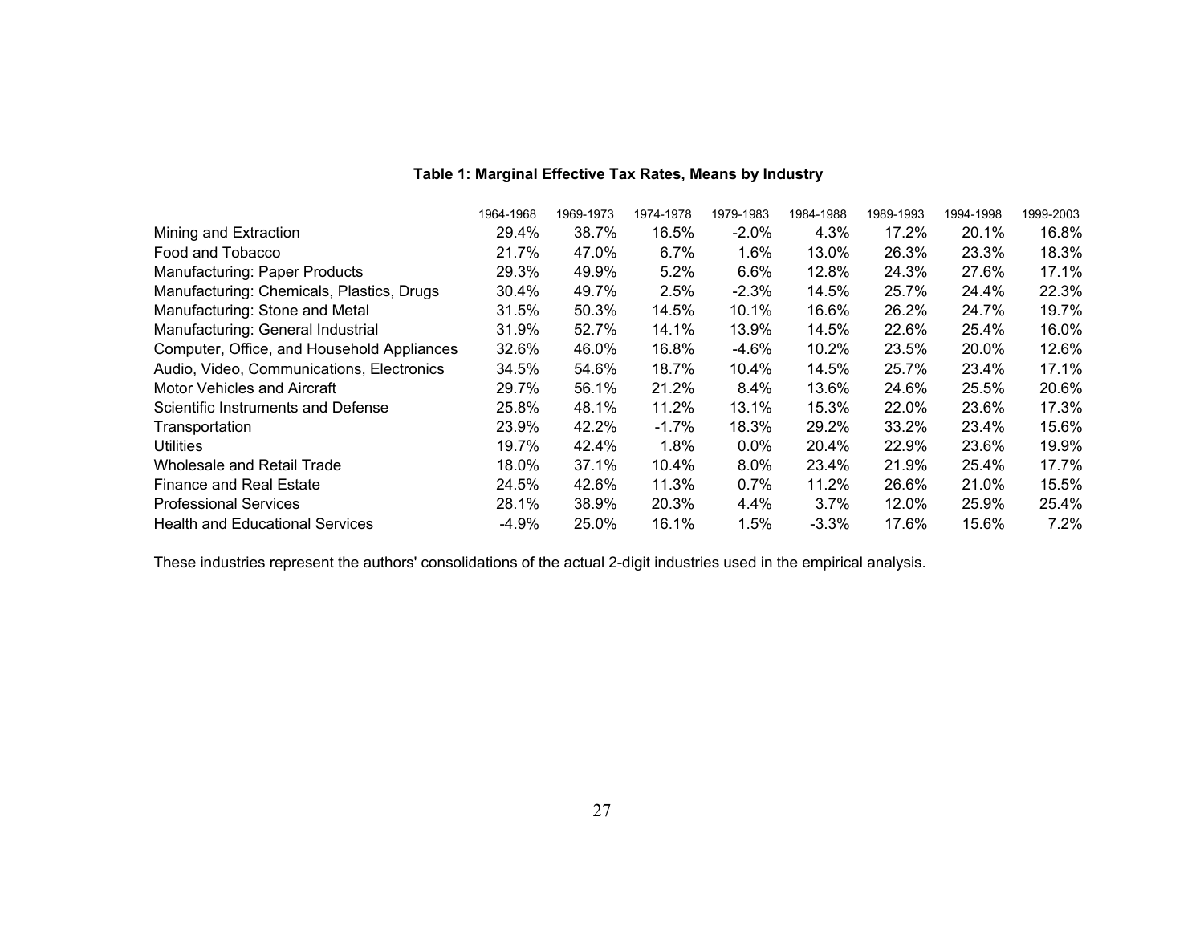**Table 1: Marginal Effective Tax Rates, Means by Industry**

| | 1964-1968 | 1969-1973 | 1974-1978 | 1979-1983 | 1984-1988 | 1989-1993 | 1994-1998 | 1999-2003 |
|---|---|---|---|---|---|---|---|---|
| Mining and Extraction | 29.4% | 38.7% | 16.5% | -2.0% | 4.3% | 17.2% | 20.1% | 16.8% |
| Food and Tobacco | 21.7% | 47.0% | 6.7% | 1.6% | 13.0% | 26.3% | 23.3% | 18.3% |
| Manufacturing: Paper Products | 29.3% | 49.9% | 5.2% | 6.6% | 12.8% | 24.3% | 27.6% | 17.1% |
| Manufacturing: Chemicals, Plastics, Drugs | 30.4% | 49.7% | 2.5% | -2.3% | 14.5% | 25.7% | 24.4% | 22.3% |
| Manufacturing: Stone and Metal | 31.5% | 50.3% | 14.5% | 10.1% | 16.6% | 26.2% | 24.7% | 19.7% |
| Manufacturing: General Industrial | 31.9% | 52.7% | 14.1% | 13.9% | 14.5% | 22.6% | 25.4% | 16.0% |
| Computer, Office, and Household Appliances | 32.6% | 46.0% | 16.8% | -4.6% | 10.2% | 23.5% | 20.0% | 12.6% |
| Audio, Video, Communications, Electronics | 34.5% | 54.6% | 18.7% | 10.4% | 14.5% | 25.7% | 23.4% | 17.1% |
| Motor Vehicles and Aircraft | 29.7% | 56.1% | 21.2% | 8.4% | 13.6% | 24.6% | 25.5% | 20.6% |
| Scientific Instruments and Defense | 25.8% | 48.1% | 11.2% | 13.1% | 15.3% | 22.0% | 23.6% | 17.3% |
| Transportation | 23.9% | 42.2% | -1.7% | 18.3% | 29.2% | 33.2% | 23.4% | 15.6% |
| Utilities | 19.7% | 42.4% | 1.8% | 0.0% | 20.4% | 22.9% | 23.6% | 19.9% |
| Wholesale and Retail Trade | 18.0% | 37.1% | 10.4% | 8.0% | 23.4% | 21.9% | 25.4% | 17.7% |
| Finance and Real Estate | 24.5% | 42.6% | 11.3% | 0.7% | 11.2% | 26.6% | 21.0% | 15.5% |
| Professional Services | 28.1% | 38.9% | 20.3% | 4.4% | 3.7% | 12.0% | 25.9% | 25.4% |
| Health and Educational Services | -4.9% | 25.0% | 16.1% | 1.5% | -3.3% | 17.6% | 15.6% | 7.2% |

These industries represent the authors' consolidations of the actual 2-digit industries used in the empirical analysis.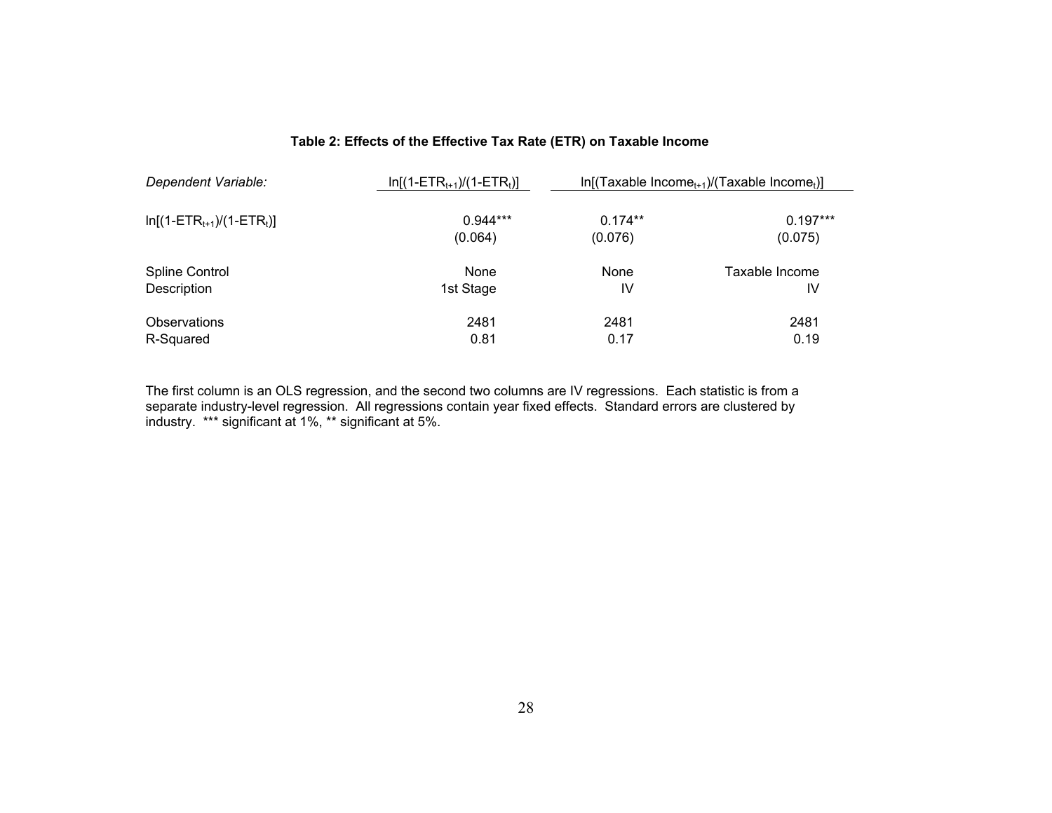**Table 2: Effects of the Effective Tax Rate (ETR) on Taxable Income**

| *Dependent Variable:* | $\ln[(1\text{-}ETR_{t+1})/(1\text{-}ETR_t)]$ | $\ln[(\text{Taxable Income}_{t+1})/(\text{Taxable Income}_t)]$ | |
|---|---|---|---|
| $\ln[(1\text{-}ETR_{t+1})/(1\text{-}ETR_t)]$ | 0.944*** | 0.174** | 0.197*** |
| | (0.064) | (0.076) | (0.075) |
| Spline Control | None | None | Taxable Income |
| Description | 1st Stage | IV | IV |
| Observations | 2481 | 2481 | 2481 |
| R-Squared | 0.81 | 0.17 | 0.19 |

The first column is an OLS regression, and the second two columns are IV regressions. Each statistic is from a separate industry-level regression. All regressions contain year fixed effects. Standard errors are clustered by industry. *** significant at 1%, ** significant at 5%.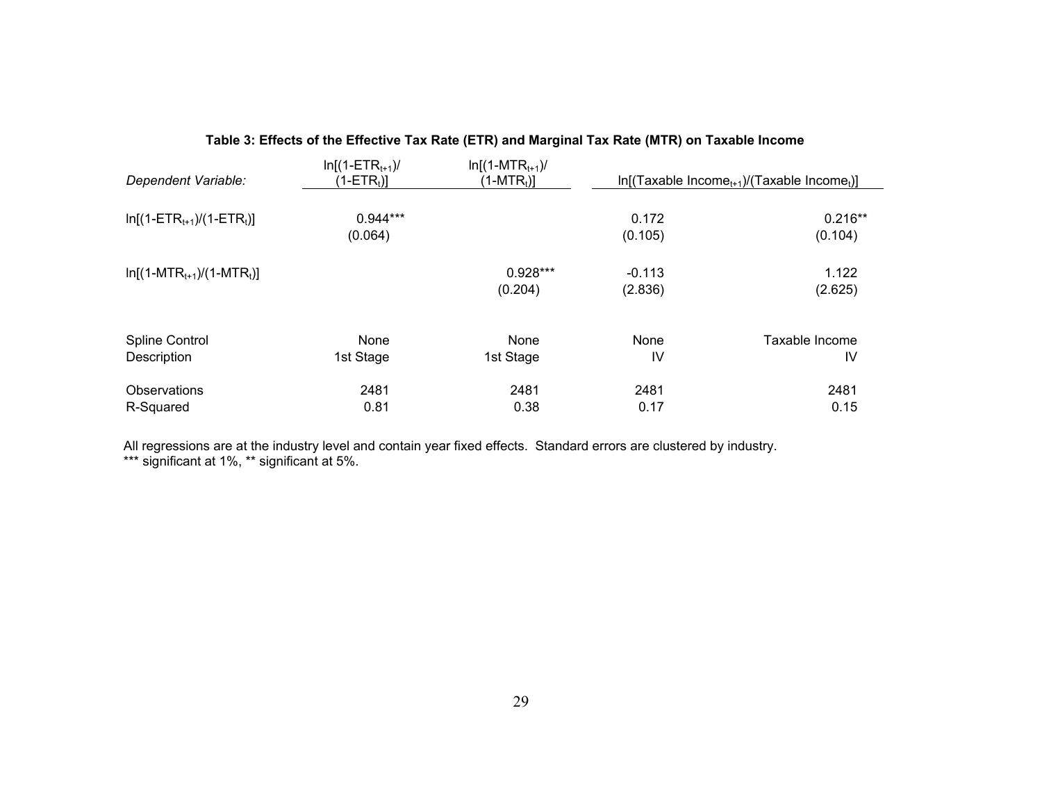**Table 3: Effects of the Effective Tax Rate (ETR) and Marginal Tax Rate (MTR) on Taxable Income**

| *Dependent Variable:* | $\ln[(1\text{-}ETR_{t+1})/(1\text{-}ETR_t)]$ | $\ln[(1\text{-}MTR_{t+1})/(1\text{-}MTR_t)]$ | $\ln[(\text{Taxable Income}_{t+1})/(\text{Taxable Income}_t)]$ | |
|---|---|---|---|---|
| $\ln[(1\text{-}ETR_{t+1})/(1\text{-}ETR_t)]$ | 0.944*** | | 0.172 | 0.216** |
| | (0.064) | | (0.105) | (0.104) |
| $\ln[(1\text{-}MTR_{t+1})/(1\text{-}MTR_t)]$ | | 0.928*** | -0.113 | 1.122 |
| | | (0.204) | (2.836) | (2.625) |
| Spline Control | None | None | None | Taxable Income |
| Description | 1st Stage | 1st Stage | IV | IV |
| Observations | 2481 | 2481 | 2481 | 2481 |
| R-Squared | 0.81 | 0.38 | 0.17 | 0.15 |

All regressions are at the industry level and contain year fixed effects. Standard errors are clustered by industry.
*** significant at 1%, ** significant at 5%.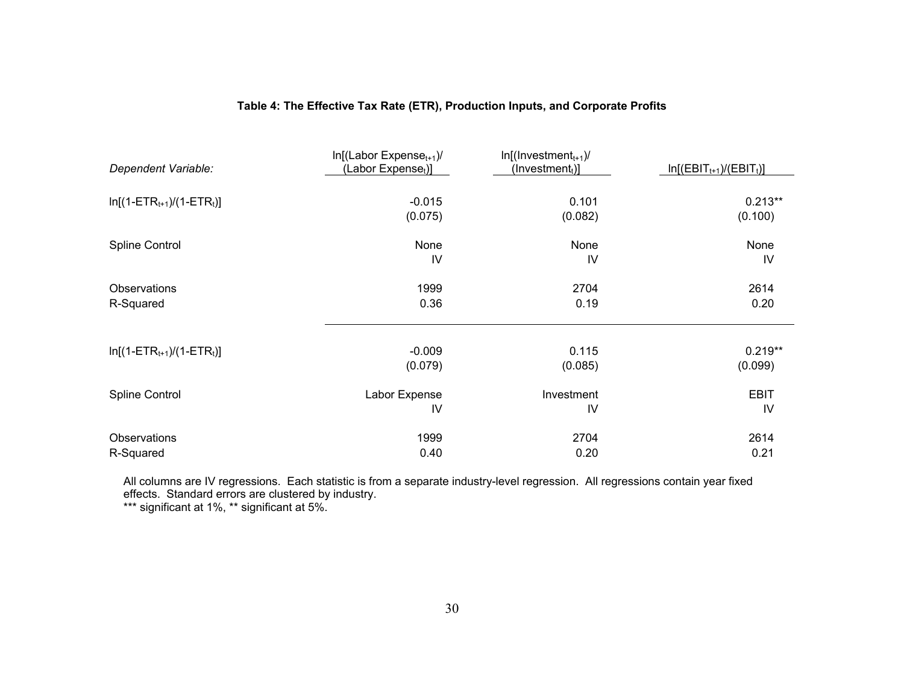**Table 4: The Effective Tax Rate (ETR), Production Inputs, and Corporate Profits**

| *Dependent Variable:* | $\ln[(\text{Labor Expense}_{t+1})/(\text{Labor Expense}_{t})]$ | $\ln[(\text{Investment}_{t+1})/(\text{Investment}_{t})]$ | $\ln[(\text{EBIT}_{t+1})/(\text{EBIT}_{t})]$ |
|---|---|---|---|
| $\ln[(1\text{-ETR}_{t+1})/(1\text{-ETR}_{t})]$ | -0.015 | 0.101 | 0.213** |
| | (0.075) | (0.082) | (0.100) |
| Spline Control | None | None | None |
| | IV | IV | IV |
| Observations | 1999 | 2704 | 2614 |
| R-Squared | 0.36 | 0.19 | 0.20 |
| $\ln[(1\text{-ETR}_{t+1})/(1\text{-ETR}_{t})]$ | -0.009 | 0.115 | 0.219** |
| | (0.079) | (0.085) | (0.099) |
| Spline Control | Labor Expense | Investment | EBIT |
| | IV | IV | IV |
| Observations | 1999 | 2704 | 2614 |
| R-Squared | 0.40 | 0.20 | 0.21 |

All columns are IV regressions. Each statistic is from a separate industry-level regression. All regressions contain year fixed effects. Standard errors are clustered by industry.
*** significant at 1%, ** significant at 5%.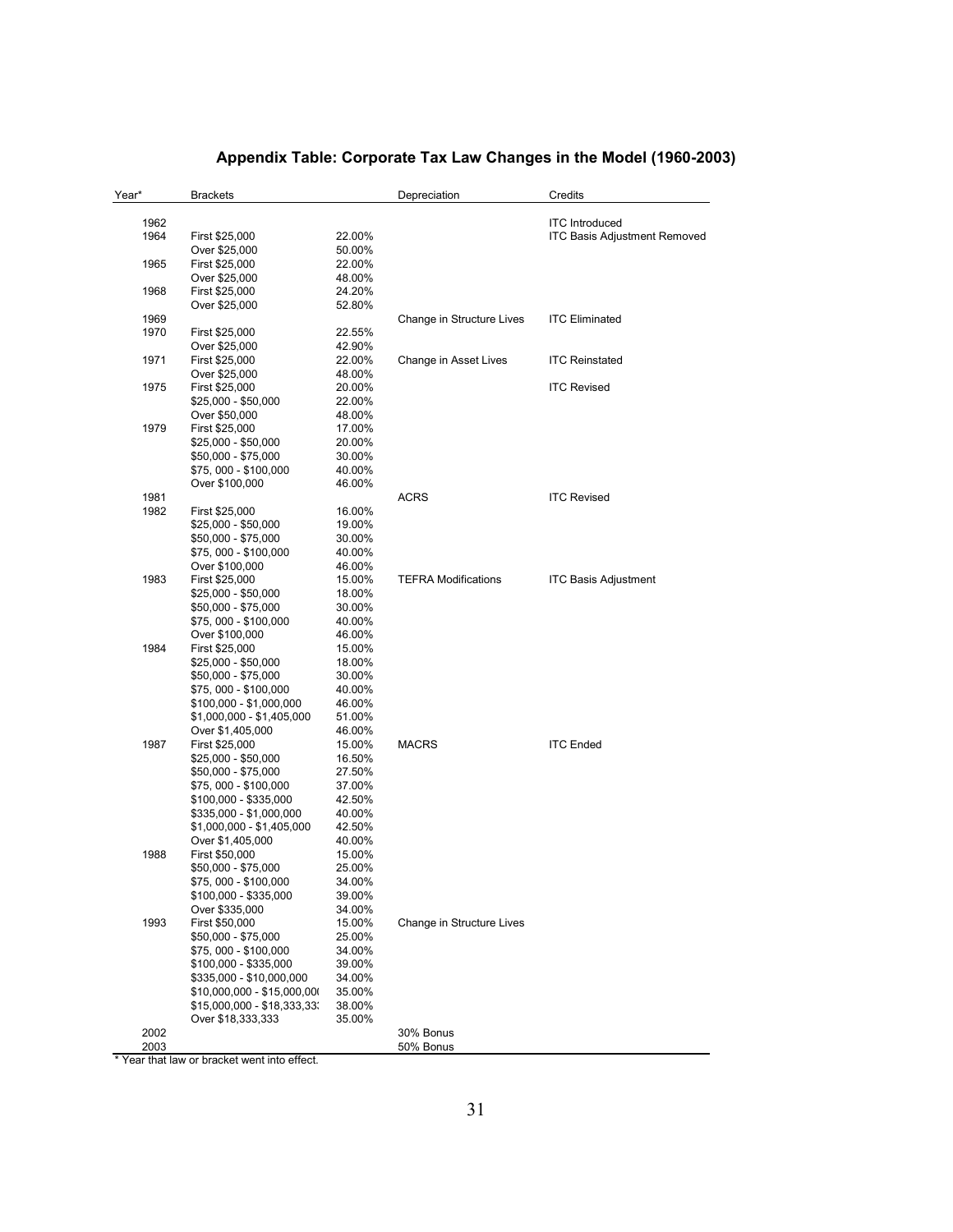## Appendix Table: Corporate Tax Law Changes in the Model (1960-2003)

| Year* | Brackets | | Depreciation | Credits |
|---|---|---|---|---|
| 1962 | | | | ITC Introduced |
| 1964 | First $25,000 | 22.00% | | ITC Basis Adjustment Removed |
| | Over $25,000 | 50.00% | | |
| 1965 | First $25,000 | 22.00% | | |
| | Over $25,000 | 48.00% | | |
| 1968 | First $25,000 | 24.20% | | |
| | Over $25,000 | 52.80% | | |
| 1969 | | | Change in Structure Lives | ITC Eliminated |
| 1970 | First $25,000 | 22.55% | | |
| | Over $25,000 | 42.90% | | |
| 1971 | First $25,000 | 22.00% | Change in Asset Lives | ITC Reinstated |
| | Over $25,000 | 48.00% | | |
| 1975 | First $25,000 | 20.00% | | ITC Revised |
| | $25,000 - $50,000 | 22.00% | | |
| | Over $50,000 | 48.00% | | |
| 1979 | First $25,000 | 17.00% | | |
| | $25,000 - $50,000 | 20.00% | | |
| | $50,000 - $75,000 | 30.00% | | |
| | $75, 000 - $100,000 | 40.00% | | |
| | Over $100,000 | 46.00% | | |
| 1981 | | | ACRS | ITC Revised |
| 1982 | First $25,000 | 16.00% | | |
| | $25,000 - $50,000 | 19.00% | | |
| | $50,000 - $75,000 | 30.00% | | |
| | $75, 000 - $100,000 | 40.00% | | |
| | Over $100,000 | 46.00% | | |
| 1983 | First $25,000 | 15.00% | TEFRA Modifications | ITC Basis Adjustment |
| | $25,000 - $50,000 | 18.00% | | |
| | $50,000 - $75,000 | 30.00% | | |
| | $75, 000 - $100,000 | 40.00% | | |
| | Over $100,000 | 46.00% | | |
| 1984 | First $25,000 | 15.00% | | |
| | $25,000 - $50,000 | 18.00% | | |
| | $50,000 - $75,000 | 30.00% | | |
| | $75, 000 - $100,000 | 40.00% | | |
| | $100,000 - $1,000,000 | 46.00% | | |
| | $1,000,000 - $1,405,000 | 51.00% | | |
| | Over $1,405,000 | 46.00% | | |
| 1987 | First $25,000 | 15.00% | MACRS | ITC Ended |
| | $25,000 - $50,000 | 16.50% | | |
| | $50,000 - $75,000 | 27.50% | | |
| | $75, 000 - $100,000 | 37.00% | | |
| | $100,000 - $335,000 | 42.50% | | |
| | $335,000 - $1,000,000 | 40.00% | | |
| | $1,000,000 - $1,405,000 | 42.50% | | |
| | Over $1,405,000 | 40.00% | | |
| 1988 | First $50,000 | 15.00% | | |
| | $50,000 - $75,000 | 25.00% | | |
| | $75, 000 - $100,000 | 34.00% | | |
| | $100,000 - $335,000 | 39.00% | | |
| | Over $335,000 | 34.00% | | |
| 1993 | First $50,000 | 15.00% | Change in Structure Lives | |
| | $50,000 - $75,000 | 25.00% | | |
| | $75, 000 - $100,000 | 34.00% | | |
| | $100,000 - $335,000 | 39.00% | | |
| | $335,000 - $10,000,000 | 34.00% | | |
| | $10,000,000 - $15,000,000 | 35.00% | | |
| | $15,000,000 - $18,333,333 | 38.00% | | |
| | Over $18,333,333 | 35.00% | | |
| 2002 | | | 30% Bonus | |
| 2003 | | | 50% Bonus | |

\* Year that law or bracket went into effect.